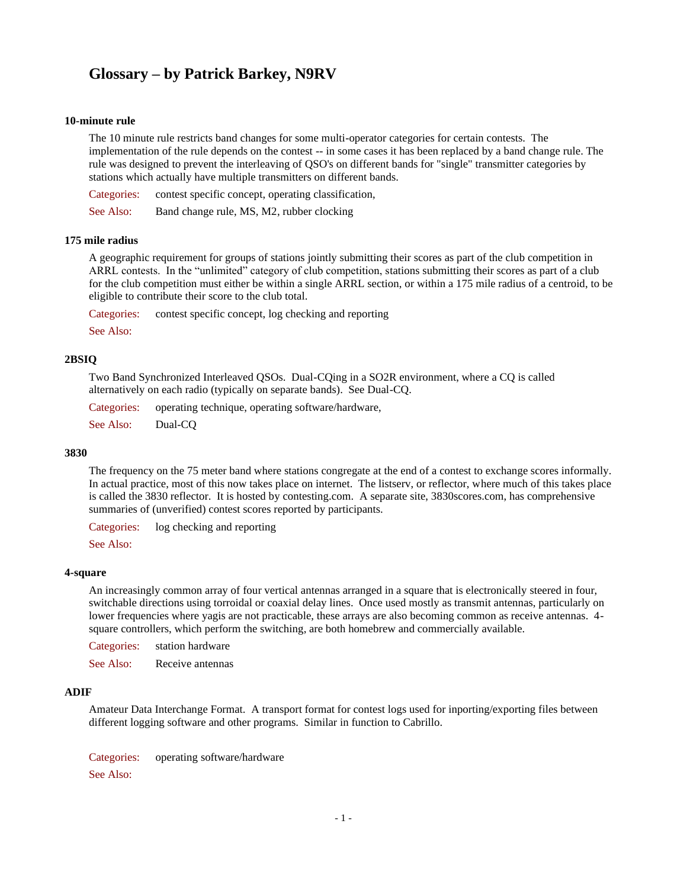# Glossary – by Patrick Barkey, N9RV

### 10-minute rule

The 10 minute rule restricts band changes for some multi-operator categories for certain contests. The implementation of the rule depends on the contest -- in some cases it has been replaced by a band change rule. The rule was designed to prevent the interleaving of QSO's on different bands for "single" transmitter categories by stations which actually have multiple transmitters on different bands.

Categories: contest specific concept, operating classification,

See Also: Band change rule, MS, M2, rubber clocking

### 175 mile radius

A geographic requirement for groups of stations jointly submitting their scores as part of the club competition in ARRL contests. In the "unlimited" category of club competition, stations submitting their scores as part of a club for the club competition must either be within a single ARRL section, or within a 175 mile radius of a centroid, to be eligible to contribute their score to the club total.

Categories: contest specific concept, log checking and reporting

See Also:

### 2BSIQ

Two Band Synchronized Interleaved QSOs. Dual-CQing in a SO2R environment, where a CQ is called alternatively on each radio (typically on separate bands). See Dual-CQ.

Categories: operating technique, operating software/hardware,

See Also: Dual-CQ

### 3830

The frequency on the 75 meter band where stations congregate at the end of a contest to exchange scores informally. In actual practice, most of this now takes place on internet. The listserv, or reflector, where much of this takes place is called the 3830 reflector. It is hosted by contesting.com. A separate site, 3830scores.com, has comprehensive summaries of (unverified) contest scores reported by participants.

Categories: log checking and reporting

See Also:

### 4-square

An increasingly common array of four vertical antennas arranged in a square that is electronically steered in four, switchable directions using torroidal or coaxial delay lines. Once used mostly as transmit antennas, particularly on lower frequencies where yagis are not practicable, these arrays are also becoming common as receive antennas. 4-square controllers, which perform the switching, are both homebrew and commercially available.

Categories: station hardware

See Also: Receive antennas

### ADIF

Amateur Data Interchange Format. A transport format for contest logs used for inporting/exporting files between different logging software and other programs. Similar in function to Cabrillo.

Categories: operating software/hardware

See Also: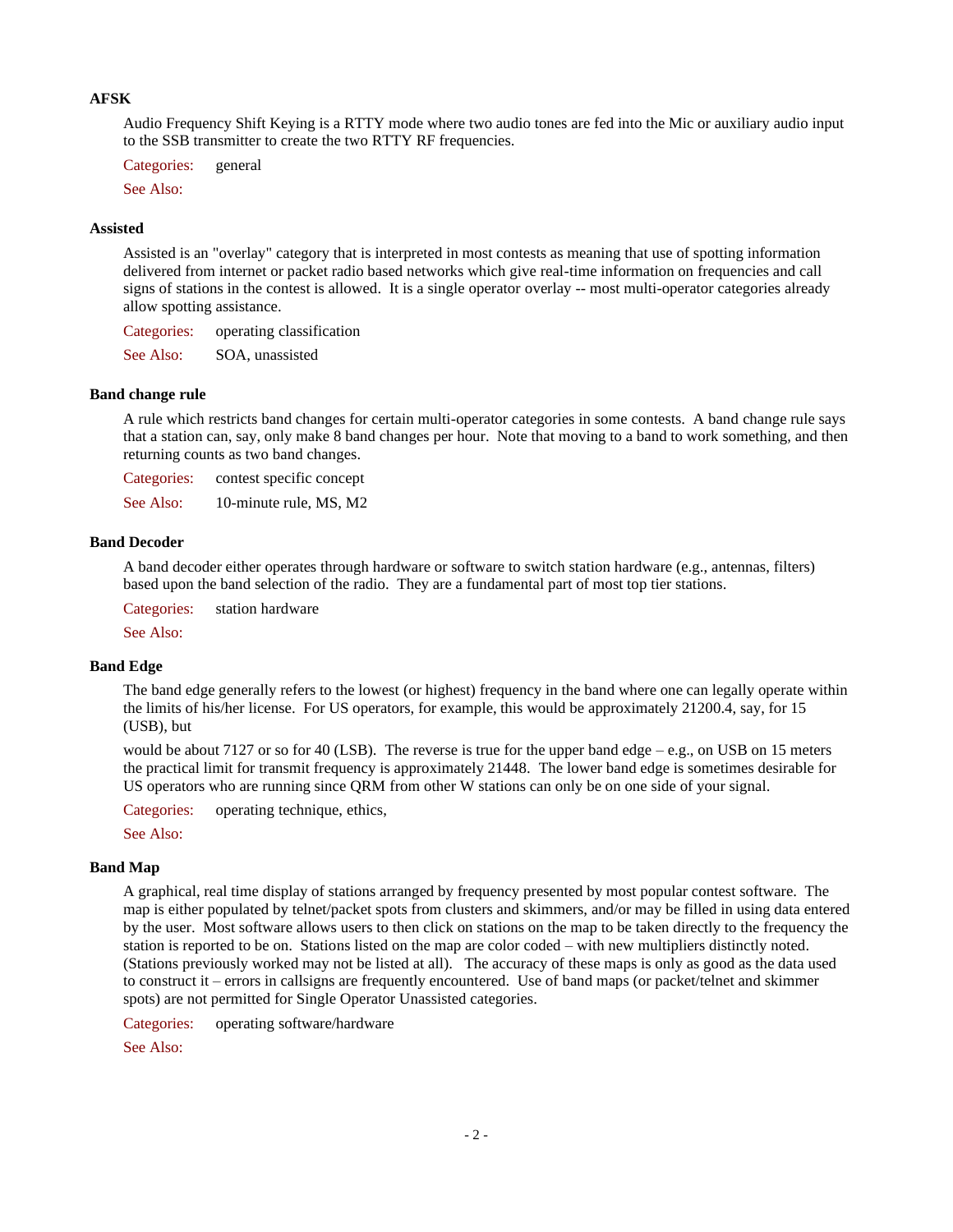**AFSK**

Audio Frequency Shift Keying is a RTTY mode where two audio tones are fed into the Mic or auxiliary audio input to the SSB transmitter to create the two RTTY RF frequencies.

Categories: general

See Also:

**Assisted**

Assisted is an "overlay" category that is interpreted in most contests as meaning that use of spotting information delivered from internet or packet radio based networks which give real-time information on frequencies and call signs of stations in the contest is allowed. It is a single operator overlay -- most multi-operator categories already allow spotting assistance.

Categories: operating classification

See Also: SOA, unassisted

**Band change rule**

A rule which restricts band changes for certain multi-operator categories in some contests. A band change rule says that a station can, say, only make 8 band changes per hour. Note that moving to a band to work something, and then returning counts as two band changes.

Categories: contest specific concept

See Also: 10-minute rule, MS, M2

**Band Decoder**

A band decoder either operates through hardware or software to switch station hardware (e.g., antennas, filters) based upon the band selection of the radio. They are a fundamental part of most top tier stations.

Categories: station hardware

See Also:

**Band Edge**

The band edge generally refers to the lowest (or highest) frequency in the band where one can legally operate within the limits of his/her license. For US operators, for example, this would be approximately 21200.4, say, for 15 (USB), but

would be about 7127 or so for 40 (LSB). The reverse is true for the upper band edge – e.g., on USB on 15 meters the practical limit for transmit frequency is approximately 21448. The lower band edge is sometimes desirable for US operators who are running since QRM from other W stations can only be on one side of your signal.

Categories: operating technique, ethics,

See Also:

**Band Map**

A graphical, real time display of stations arranged by frequency presented by most popular contest software. The map is either populated by telnet/packet spots from clusters and skimmers, and/or may be filled in using data entered by the user. Most software allows users to then click on stations on the map to be taken directly to the frequency the station is reported to be on. Stations listed on the map are color coded – with new multipliers distinctly noted. (Stations previously worked may not be listed at all). The accuracy of these maps is only as good as the data used to construct it – errors in callsigns are frequently encountered. Use of band maps (or packet/telnet and skimmer spots) are not permitted for Single Operator Unassisted categories.

Categories: operating software/hardware

See Also: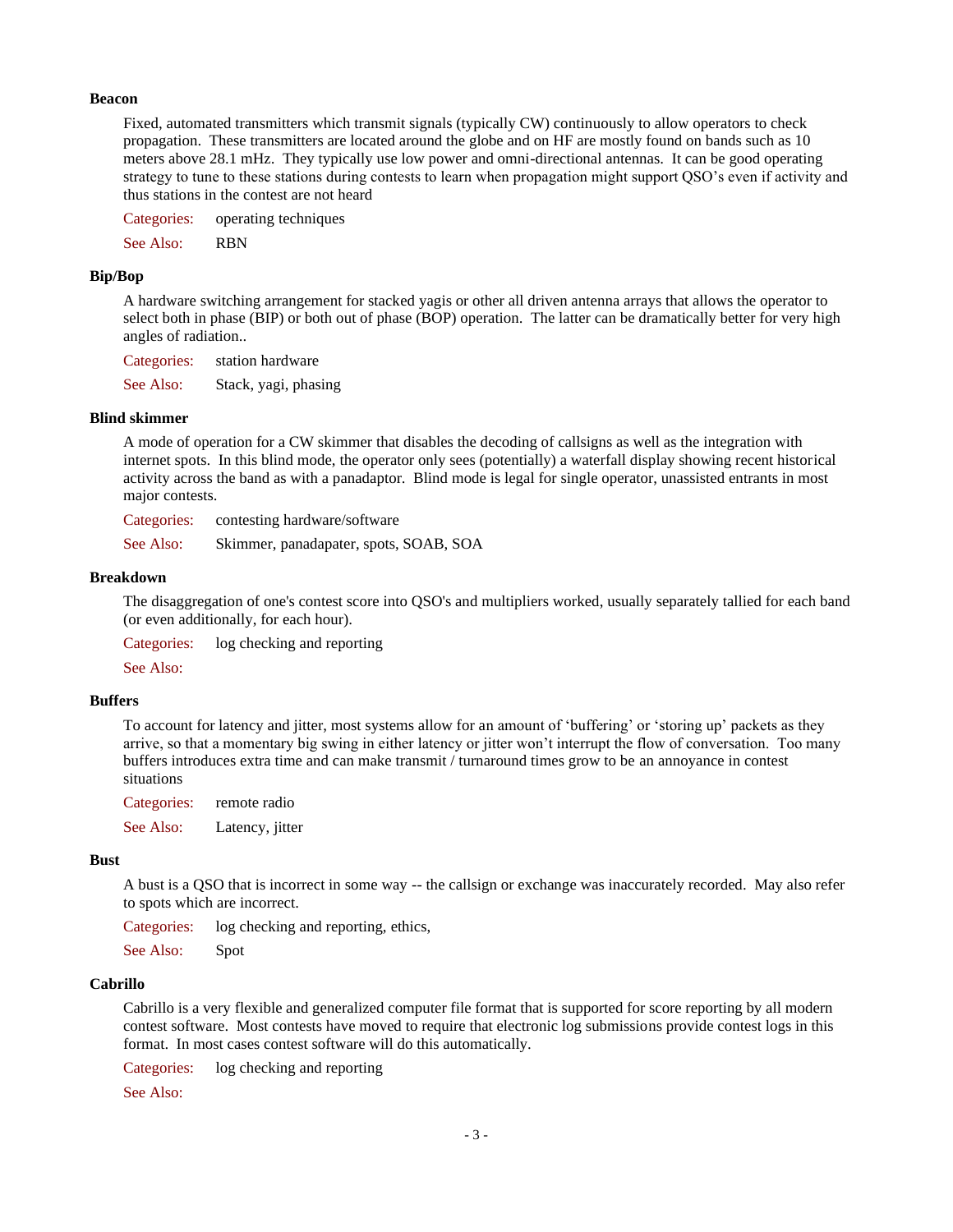**Beacon**

Fixed, automated transmitters which transmit signals (typically CW) continuously to allow operators to check propagation. These transmitters are located around the globe and on HF are mostly found on bands such as 10 meters above 28.1 mHz. They typically use low power and omni-directional antennas. It can be good operating strategy to tune to these stations during contests to learn when propagation might support QSO's even if activity and thus stations in the contest are not heard

Categories: operating techniques

See Also: RBN

**Bip/Bop**

A hardware switching arrangement for stacked yagis or other all driven antenna arrays that allows the operator to select both in phase (BIP) or both out of phase (BOP) operation. The latter can be dramatically better for very high angles of radiation..

Categories: station hardware

See Also: Stack, yagi, phasing

**Blind skimmer**

A mode of operation for a CW skimmer that disables the decoding of callsigns as well as the integration with internet spots. In this blind mode, the operator only sees (potentially) a waterfall display showing recent historical activity across the band as with a panadaptor. Blind mode is legal for single operator, unassisted entrants in most major contests.

Categories: contesting hardware/software

See Also: Skimmer, panadapater, spots, SOAB, SOA

**Breakdown**

The disaggregation of one's contest score into QSO's and multipliers worked, usually separately tallied for each band (or even additionally, for each hour).

Categories: log checking and reporting

See Also:

**Buffers**

To account for latency and jitter, most systems allow for an amount of 'buffering' or 'storing up' packets as they arrive, so that a momentary big swing in either latency or jitter won't interrupt the flow of conversation. Too many buffers introduces extra time and can make transmit / turnaround times grow to be an annoyance in contest situations

Categories: remote radio

See Also: Latency, jitter

**Bust**

A bust is a QSO that is incorrect in some way -- the callsign or exchange was inaccurately recorded. May also refer to spots which are incorrect.

Categories: log checking and reporting, ethics,

See Also: Spot

**Cabrillo**

Cabrillo is a very flexible and generalized computer file format that is supported for score reporting by all modern contest software. Most contests have moved to require that electronic log submissions provide contest logs in this format. In most cases contest software will do this automatically.

Categories: log checking and reporting

See Also: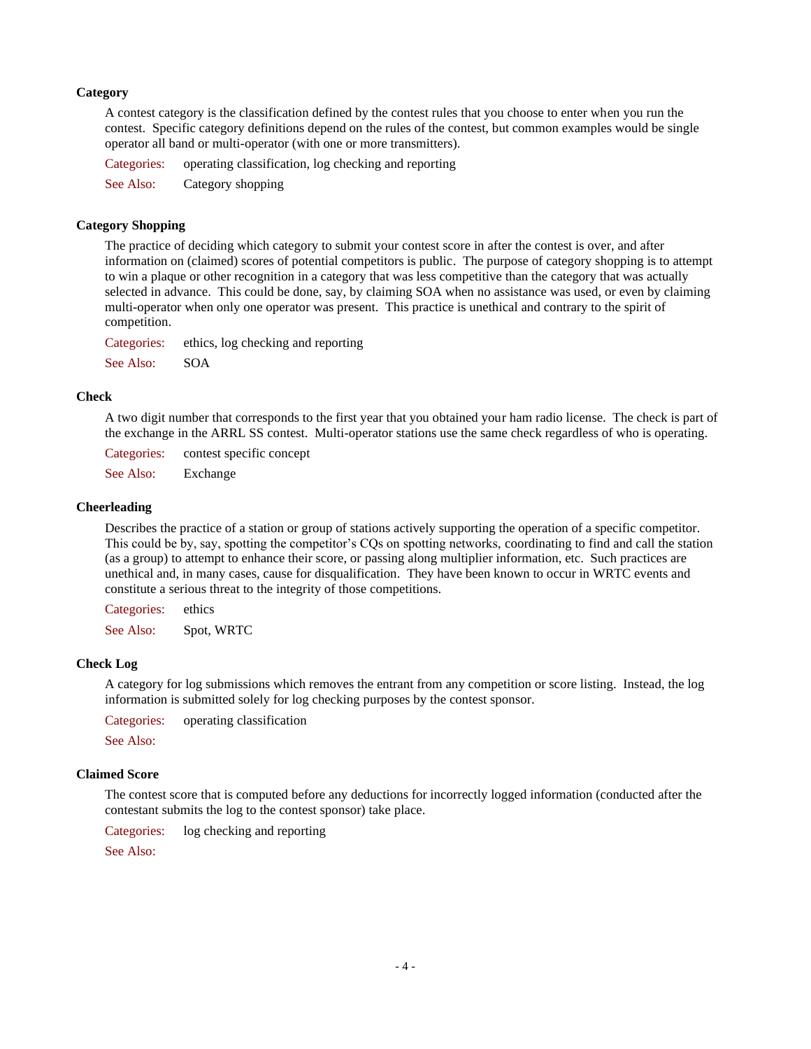### Category

A contest category is the classification defined by the contest rules that you choose to enter when you run the contest. Specific category definitions depend on the rules of the contest, but common examples would be single operator all band or multi-operator (with one or more transmitters).

Categories: operating classification, log checking and reporting

See Also: Category shopping

### Category Shopping

The practice of deciding which category to submit your contest score in after the contest is over, and after information on (claimed) scores of potential competitors is public. The purpose of category shopping is to attempt to win a plaque or other recognition in a category that was less competitive than the category that was actually selected in advance. This could be done, say, by claiming SOA when no assistance was used, or even by claiming multi-operator when only one operator was present. This practice is unethical and contrary to the spirit of competition.

Categories: ethics, log checking and reporting

See Also: SOA

### Check

A two digit number that corresponds to the first year that you obtained your ham radio license. The check is part of the exchange in the ARRL SS contest. Multi-operator stations use the same check regardless of who is operating.

Categories: contest specific concept

See Also: Exchange

### Cheerleading

Describes the practice of a station or group of stations actively supporting the operation of a specific competitor. This could be by, say, spotting the competitor's CQs on spotting networks, coordinating to find and call the station (as a group) to attempt to enhance their score, or passing along multiplier information, etc. Such practices are unethical and, in many cases, cause for disqualification. They have been known to occur in WRTC events and constitute a serious threat to the integrity of those competitions.

Categories: ethics

See Also: Spot, WRTC

### Check Log

A category for log submissions which removes the entrant from any competition or score listing. Instead, the log information is submitted solely for log checking purposes by the contest sponsor.

Categories: operating classification

See Also:

### Claimed Score

The contest score that is computed before any deductions for incorrectly logged information (conducted after the contestant submits the log to the contest sponsor) take place.

Categories: log checking and reporting

See Also: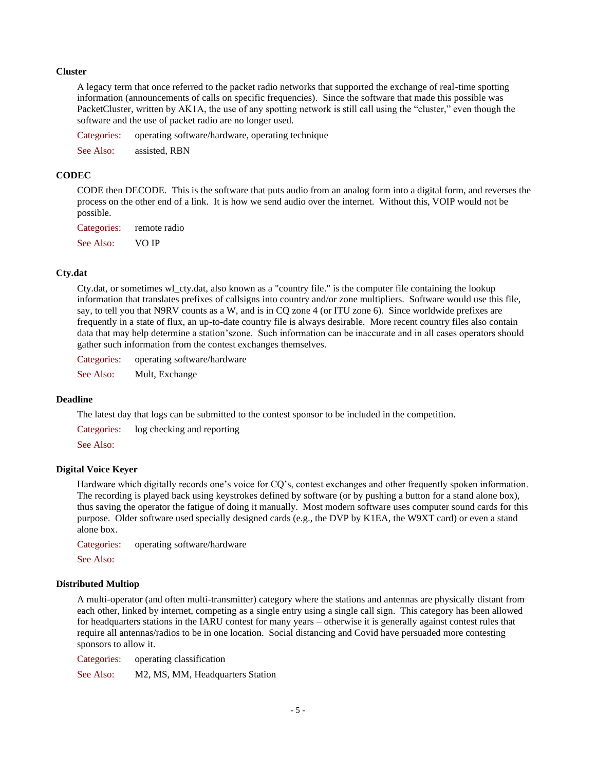**Cluster**

A legacy term that once referred to the packet radio networks that supported the exchange of real-time spotting information (announcements of calls on specific frequencies). Since the software that made this possible was PacketCluster, written by AK1A, the use of any spotting network is still call using the “cluster,” even though the software and the use of packet radio are no longer used.

Categories: operating software/hardware, operating technique

See Also: assisted, RBN

**CODEC**

CODE then DECODE. This is the software that puts audio from an analog form into a digital form, and reverses the process on the other end of a link. It is how we send audio over the internet. Without this, VOIP would not be possible.

Categories: remote radio

See Also: VO IP

**Cty.dat**

Cty.dat, or sometimes wl_cty.dat, also known as a "country file." is the computer file containing the lookup information that translates prefixes of callsigns into country and/or zone multipliers. Software would use this file, say, to tell you that N9RV counts as a W, and is in CQ zone 4 (or ITU zone 6). Since worldwide prefixes are frequently in a state of flux, an up-to-date country file is always desirable. More recent country files also contain data that may help determine a station’szone. Such information can be inaccurate and in all cases operators should gather such information from the contest exchanges themselves.

Categories: operating software/hardware

See Also: Mult, Exchange

**Deadline**

The latest day that logs can be submitted to the contest sponsor to be included in the competition.

Categories: log checking and reporting

See Also:

**Digital Voice Keyer**

Hardware which digitally records one’s voice for CQ’s, contest exchanges and other frequently spoken information. The recording is played back using keystrokes defined by software (or by pushing a button for a stand alone box), thus saving the operator the fatigue of doing it manually. Most modern software uses computer sound cards for this purpose. Older software used specially designed cards (e.g., the DVP by K1EA, the W9XT card) or even a stand alone box.

Categories: operating software/hardware

See Also:

**Distributed Multiop**

A multi-operator (and often multi-transmitter) category where the stations and antennas are physically distant from each other, linked by internet, competing as a single entry using a single call sign. This category has been allowed for headquarters stations in the IARU contest for many years – otherwise it is generally against contest rules that require all antennas/radios to be in one location. Social distancing and Covid have persuaded more contesting sponsors to allow it.

Categories: operating classification

See Also: M2, MS, MM, Headquarters Station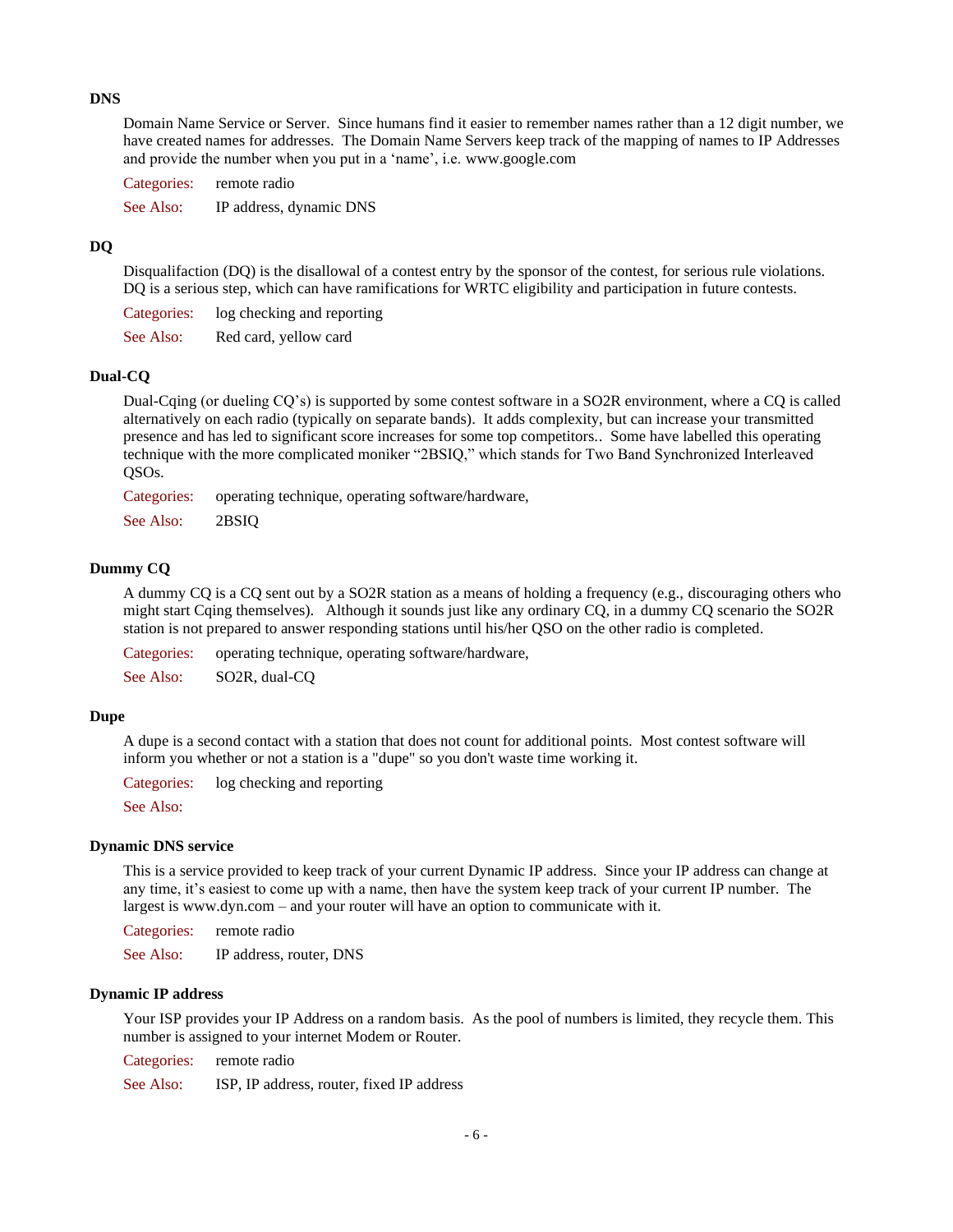### DNS

Domain Name Service or Server. Since humans find it easier to remember names rather than a 12 digit number, we have created names for addresses. The Domain Name Servers keep track of the mapping of names to IP Addresses and provide the number when you put in a 'name', i.e. www.google.com

Categories: remote radio

See Also: IP address, dynamic DNS

### DQ

Disqualifaction (DQ) is the disallowal of a contest entry by the sponsor of the contest, for serious rule violations. DQ is a serious step, which can have ramifications for WRTC eligibility and participation in future contests.

Categories: log checking and reporting

See Also: Red card, yellow card

### Dual-CQ

Dual-Cqing (or dueling CQ's) is supported by some contest software in a SO2R environment, where a CQ is called alternatively on each radio (typically on separate bands). It adds complexity, but can increase your transmitted presence and has led to significant score increases for some top competitors.. Some have labelled this operating technique with the more complicated moniker "2BSIQ," which stands for Two Band Synchronized Interleaved QSOs.

Categories: operating technique, operating software/hardware,

See Also: 2BSIQ

### Dummy CQ

A dummy CQ is a CQ sent out by a SO2R station as a means of holding a frequency (e.g., discouraging others who might start Cqing themselves). Although it sounds just like any ordinary CQ, in a dummy CQ scenario the SO2R station is not prepared to answer responding stations until his/her QSO on the other radio is completed.

Categories: operating technique, operating software/hardware,

See Also: SO2R, dual-CQ

### Dupe

A dupe is a second contact with a station that does not count for additional points. Most contest software will inform you whether or not a station is a "dupe" so you don't waste time working it.

Categories: log checking and reporting

See Also:

### Dynamic DNS service

This is a service provided to keep track of your current Dynamic IP address. Since your IP address can change at any time, it's easiest to come up with a name, then have the system keep track of your current IP number. The largest is www.dyn.com – and your router will have an option to communicate with it.

Categories: remote radio

See Also: IP address, router, DNS

### Dynamic IP address

Your ISP provides your IP Address on a random basis. As the pool of numbers is limited, they recycle them. This number is assigned to your internet Modem or Router.

Categories: remote radio

See Also: ISP, IP address, router, fixed IP address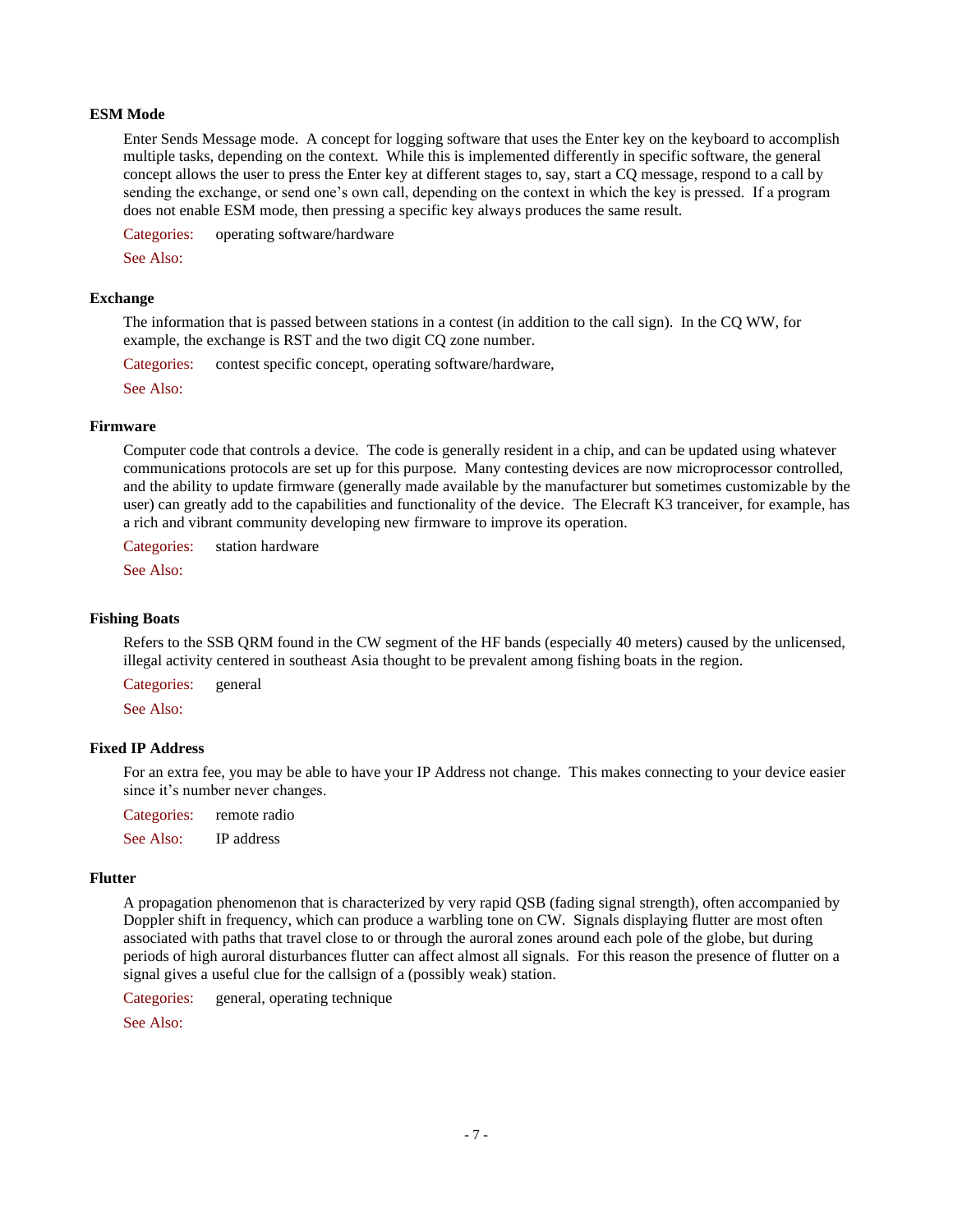### ESM Mode

Enter Sends Message mode. A concept for logging software that uses the Enter key on the keyboard to accomplish multiple tasks, depending on the context. While this is implemented differently in specific software, the general concept allows the user to press the Enter key at different stages to, say, start a CQ message, respond to a call by sending the exchange, or send one's own call, depending on the context in which the key is pressed. If a program does not enable ESM mode, then pressing a specific key always produces the same result.

Categories: operating software/hardware

See Also:

### Exchange

The information that is passed between stations in a contest (in addition to the call sign). In the CQ WW, for example, the exchange is RST and the two digit CQ zone number.

Categories: contest specific concept, operating software/hardware,

See Also:

### Firmware

Computer code that controls a device. The code is generally resident in a chip, and can be updated using whatever communications protocols are set up for this purpose. Many contesting devices are now microprocessor controlled, and the ability to update firmware (generally made available by the manufacturer but sometimes customizable by the user) can greatly add to the capabilities and functionality of the device. The Elecraft K3 tranceiver, for example, has a rich and vibrant community developing new firmware to improve its operation.

Categories: station hardware

See Also:

### Fishing Boats

Refers to the SSB QRM found in the CW segment of the HF bands (especially 40 meters) caused by the unlicensed, illegal activity centered in southeast Asia thought to be prevalent among fishing boats in the region.

Categories: general

See Also:

### Fixed IP Address

For an extra fee, you may be able to have your IP Address not change. This makes connecting to your device easier since it's number never changes.

Categories: remote radio

See Also: IP address

### Flutter

A propagation phenomenon that is characterized by very rapid QSB (fading signal strength), often accompanied by Doppler shift in frequency, which can produce a warbling tone on CW. Signals displaying flutter are most often associated with paths that travel close to or through the auroral zones around each pole of the globe, but during periods of high auroral disturbances flutter can affect almost all signals. For this reason the presence of flutter on a signal gives a useful clue for the callsign of a (possibly weak) station.

Categories: general, operating technique

See Also: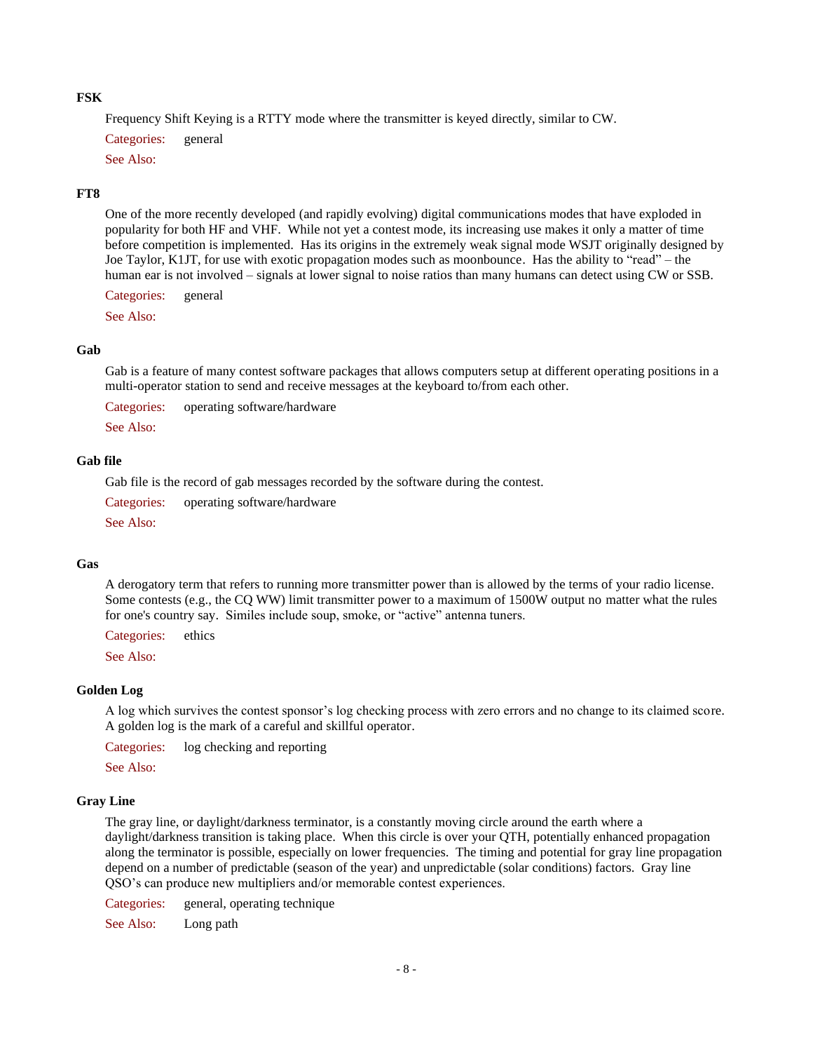**FSK**

Frequency Shift Keying is a RTTY mode where the transmitter is keyed directly, similar to CW.

Categories: general

See Also:

**FT8**

One of the more recently developed (and rapidly evolving) digital communications modes that have exploded in popularity for both HF and VHF. While not yet a contest mode, its increasing use makes it only a matter of time before competition is implemented. Has its origins in the extremely weak signal mode WSJT originally designed by Joe Taylor, K1JT, for use with exotic propagation modes such as moonbounce. Has the ability to "read" – the human ear is not involved – signals at lower signal to noise ratios than many humans can detect using CW or SSB.

Categories: general

See Also:

**Gab**

Gab is a feature of many contest software packages that allows computers setup at different operating positions in a multi-operator station to send and receive messages at the keyboard to/from each other.

Categories: operating software/hardware

See Also:

**Gab file**

Gab file is the record of gab messages recorded by the software during the contest.

Categories: operating software/hardware

See Also:

**Gas**

A derogatory term that refers to running more transmitter power than is allowed by the terms of your radio license. Some contests (e.g., the CQ WW) limit transmitter power to a maximum of 1500W output no matter what the rules for one's country say. Similes include soup, smoke, or "active" antenna tuners.

Categories: ethics

See Also:

**Golden Log**

A log which survives the contest sponsor's log checking process with zero errors and no change to its claimed score. A golden log is the mark of a careful and skillful operator.

Categories: log checking and reporting

See Also:

**Gray Line**

The gray line, or daylight/darkness terminator, is a constantly moving circle around the earth where a daylight/darkness transition is taking place. When this circle is over your QTH, potentially enhanced propagation along the terminator is possible, especially on lower frequencies. The timing and potential for gray line propagation depend on a number of predictable (season of the year) and unpredictable (solar conditions) factors. Gray line QSO's can produce new multipliers and/or memorable contest experiences.

Categories: general, operating technique

See Also: Long path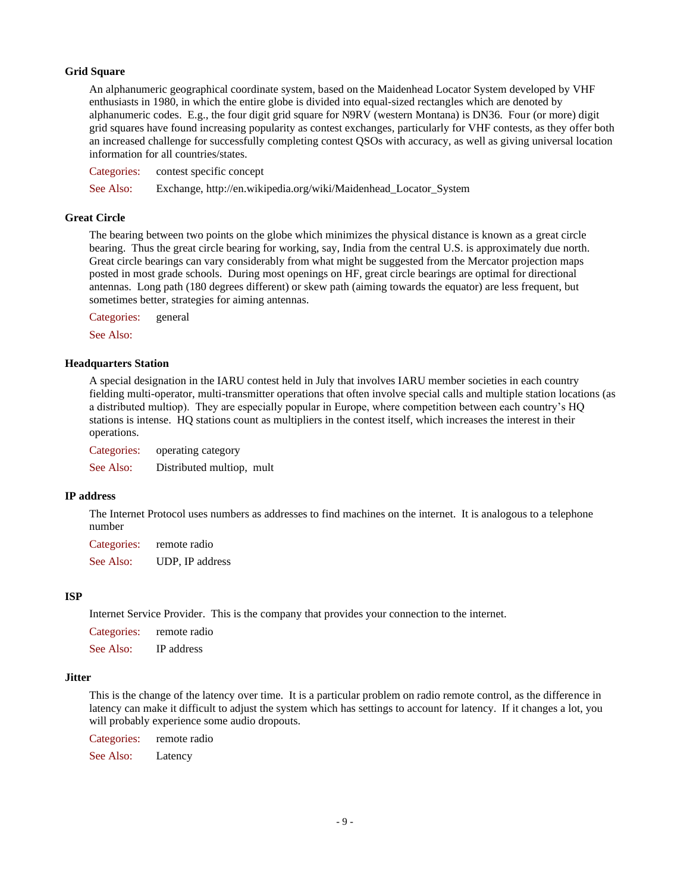### Grid Square

An alphanumeric geographical coordinate system, based on the Maidenhead Locator System developed by VHF enthusiasts in 1980, in which the entire globe is divided into equal-sized rectangles which are denoted by alphanumeric codes. E.g., the four digit grid square for N9RV (western Montana) is DN36. Four (or more) digit grid squares have found increasing popularity as contest exchanges, particularly for VHF contests, as they offer both an increased challenge for successfully completing contest QSOs with accuracy, as well as giving universal location information for all countries/states.

Categories: contest specific concept

See Also: Exchange, http://en.wikipedia.org/wiki/Maidenhead_Locator_System

### Great Circle

The bearing between two points on the globe which minimizes the physical distance is known as a great circle bearing. Thus the great circle bearing for working, say, India from the central U.S. is approximately due north. Great circle bearings can vary considerably from what might be suggested from the Mercator projection maps posted in most grade schools. During most openings on HF, great circle bearings are optimal for directional antennas. Long path (180 degrees different) or skew path (aiming towards the equator) are less frequent, but sometimes better, strategies for aiming antennas.

Categories: general

See Also:

### Headquarters Station

A special designation in the IARU contest held in July that involves IARU member societies in each country fielding multi-operator, multi-transmitter operations that often involve special calls and multiple station locations (as a distributed multiop). They are especially popular in Europe, where competition between each country's HQ stations is intense. HQ stations count as multipliers in the contest itself, which increases the interest in their operations.

Categories: operating category

See Also: Distributed multiop, mult

### IP address

The Internet Protocol uses numbers as addresses to find machines on the internet. It is analogous to a telephone number

Categories: remote radio

See Also: UDP, IP address

### ISP

Internet Service Provider. This is the company that provides your connection to the internet.

Categories: remote radio

See Also: IP address

### Jitter

This is the change of the latency over time. It is a particular problem on radio remote control, as the difference in latency can make it difficult to adjust the system which has settings to account for latency. If it changes a lot, you will probably experience some audio dropouts.

Categories: remote radio

See Also: Latency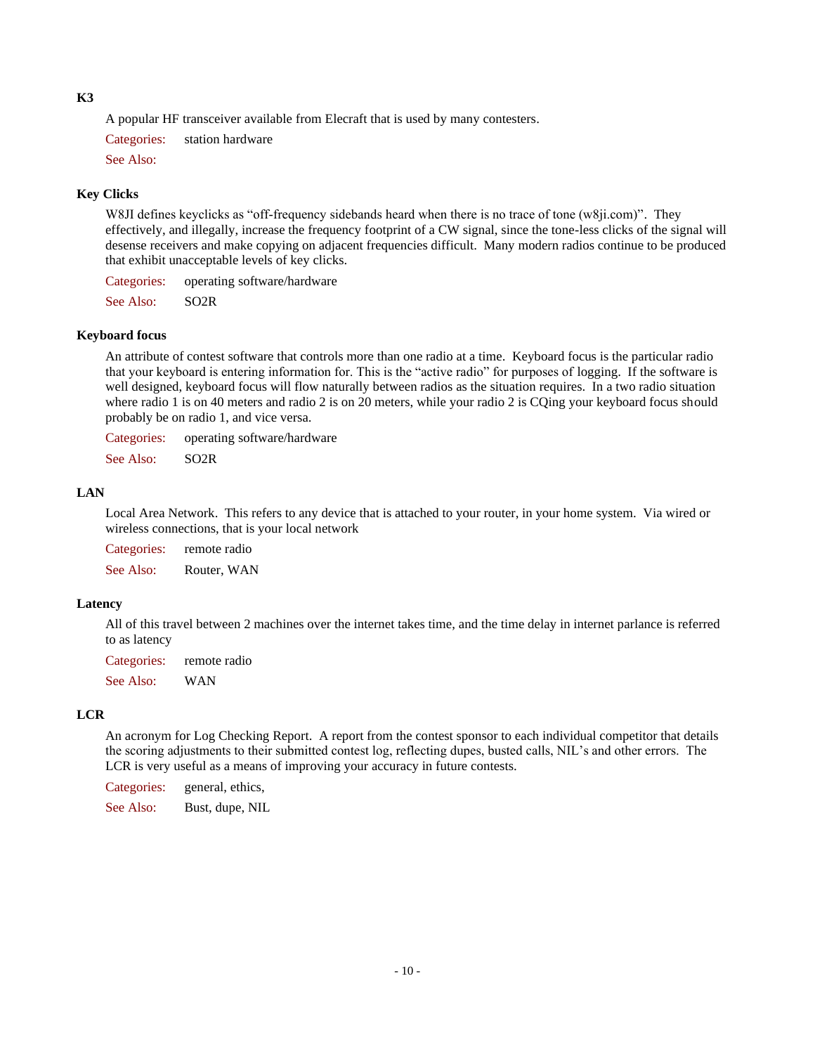### K3

A popular HF transceiver available from Elecraft that is used by many contesters.

Categories: station hardware

See Also:

### Key Clicks

W8JI defines keyclicks as "off-frequency sidebands heard when there is no trace of tone (w8ji.com)". They effectively, and illegally, increase the frequency footprint of a CW signal, since the tone-less clicks of the signal will desense receivers and make copying on adjacent frequencies difficult. Many modern radios continue to be produced that exhibit unacceptable levels of key clicks.

Categories: operating software/hardware

See Also: SO2R

### Keyboard focus

An attribute of contest software that controls more than one radio at a time. Keyboard focus is the particular radio that your keyboard is entering information for. This is the "active radio" for purposes of logging. If the software is well designed, keyboard focus will flow naturally between radios as the situation requires. In a two radio situation where radio 1 is on 40 meters and radio 2 is on 20 meters, while your radio 2 is CQing your keyboard focus should probably be on radio 1, and vice versa.

Categories: operating software/hardware

See Also: SO2R

### LAN

Local Area Network. This refers to any device that is attached to your router, in your home system. Via wired or wireless connections, that is your local network

Categories: remote radio

See Also: Router, WAN

### Latency

All of this travel between 2 machines over the internet takes time, and the time delay in internet parlance is referred to as latency

Categories: remote radio

See Also: WAN

### LCR

An acronym for Log Checking Report. A report from the contest sponsor to each individual competitor that details the scoring adjustments to their submitted contest log, reflecting dupes, busted calls, NIL's and other errors. The LCR is very useful as a means of improving your accuracy in future contests.

Categories: general, ethics,

See Also: Bust, dupe, NIL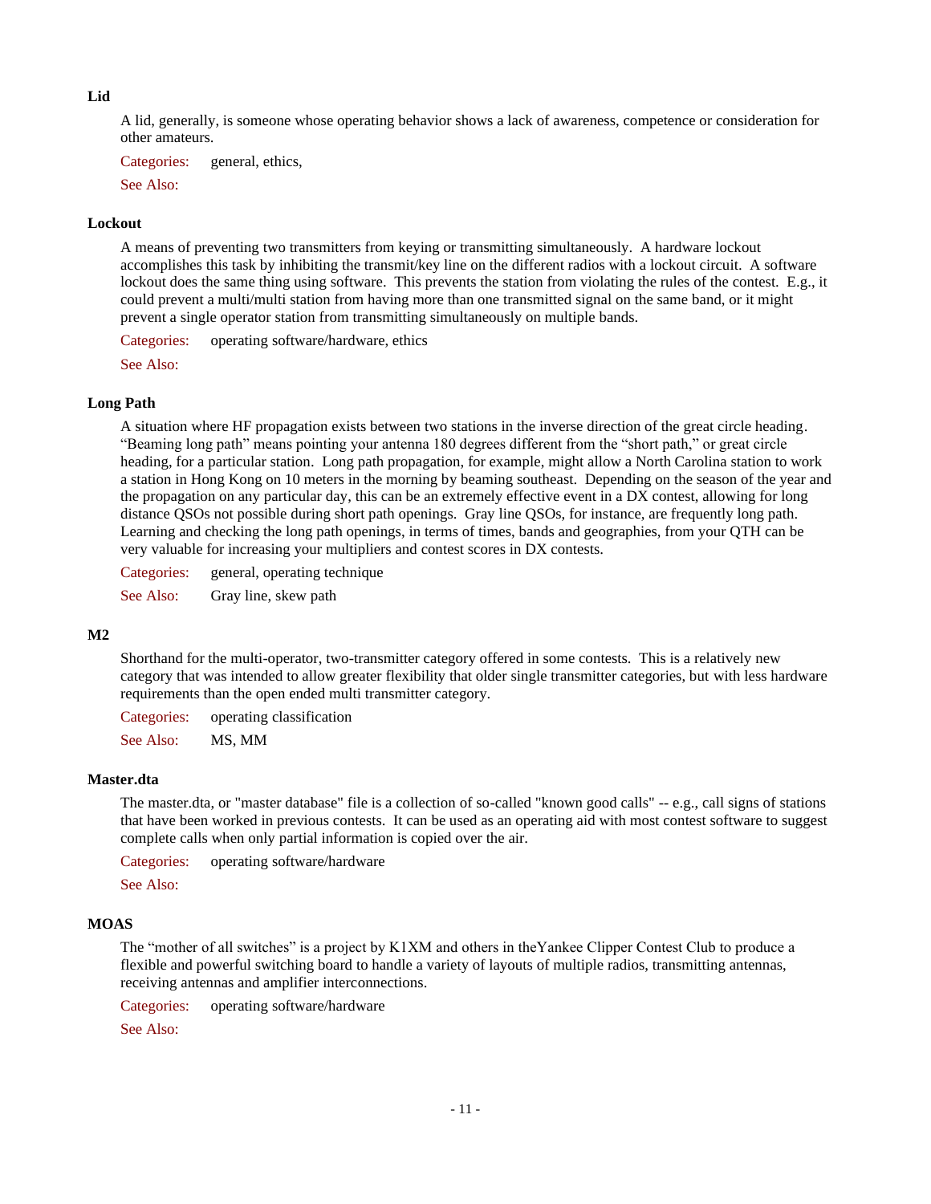**Lid**

A lid, generally, is someone whose operating behavior shows a lack of awareness, competence or consideration for other amateurs.

Categories: general, ethics,

See Also:

**Lockout**

A means of preventing two transmitters from keying or transmitting simultaneously. A hardware lockout accomplishes this task by inhibiting the transmit/key line on the different radios with a lockout circuit. A software lockout does the same thing using software. This prevents the station from violating the rules of the contest. E.g., it could prevent a multi/multi station from having more than one transmitted signal on the same band, or it might prevent a single operator station from transmitting simultaneously on multiple bands.

Categories: operating software/hardware, ethics

See Also:

**Long Path**

A situation where HF propagation exists between two stations in the inverse direction of the great circle heading. "Beaming long path" means pointing your antenna 180 degrees different from the "short path," or great circle heading, for a particular station. Long path propagation, for example, might allow a North Carolina station to work a station in Hong Kong on 10 meters in the morning by beaming southeast. Depending on the season of the year and the propagation on any particular day, this can be an extremely effective event in a DX contest, allowing for long distance QSOs not possible during short path openings. Gray line QSOs, for instance, are frequently long path. Learning and checking the long path openings, in terms of times, bands and geographies, from your QTH can be very valuable for increasing your multipliers and contest scores in DX contests.

Categories: general, operating technique

See Also: Gray line, skew path

**M2**

Shorthand for the multi-operator, two-transmitter category offered in some contests. This is a relatively new category that was intended to allow greater flexibility that older single transmitter categories, but with less hardware requirements than the open ended multi transmitter category.

Categories: operating classification

See Also: MS, MM

**Master.dta**

The master.dta, or "master database" file is a collection of so-called "known good calls" -- e.g., call signs of stations that have been worked in previous contests. It can be used as an operating aid with most contest software to suggest complete calls when only partial information is copied over the air.

Categories: operating software/hardware

See Also:

**MOAS**

The "mother of all switches" is a project by K1XM and others in theYankee Clipper Contest Club to produce a flexible and powerful switching board to handle a variety of layouts of multiple radios, transmitting antennas, receiving antennas and amplifier interconnections.

Categories: operating software/hardware

See Also: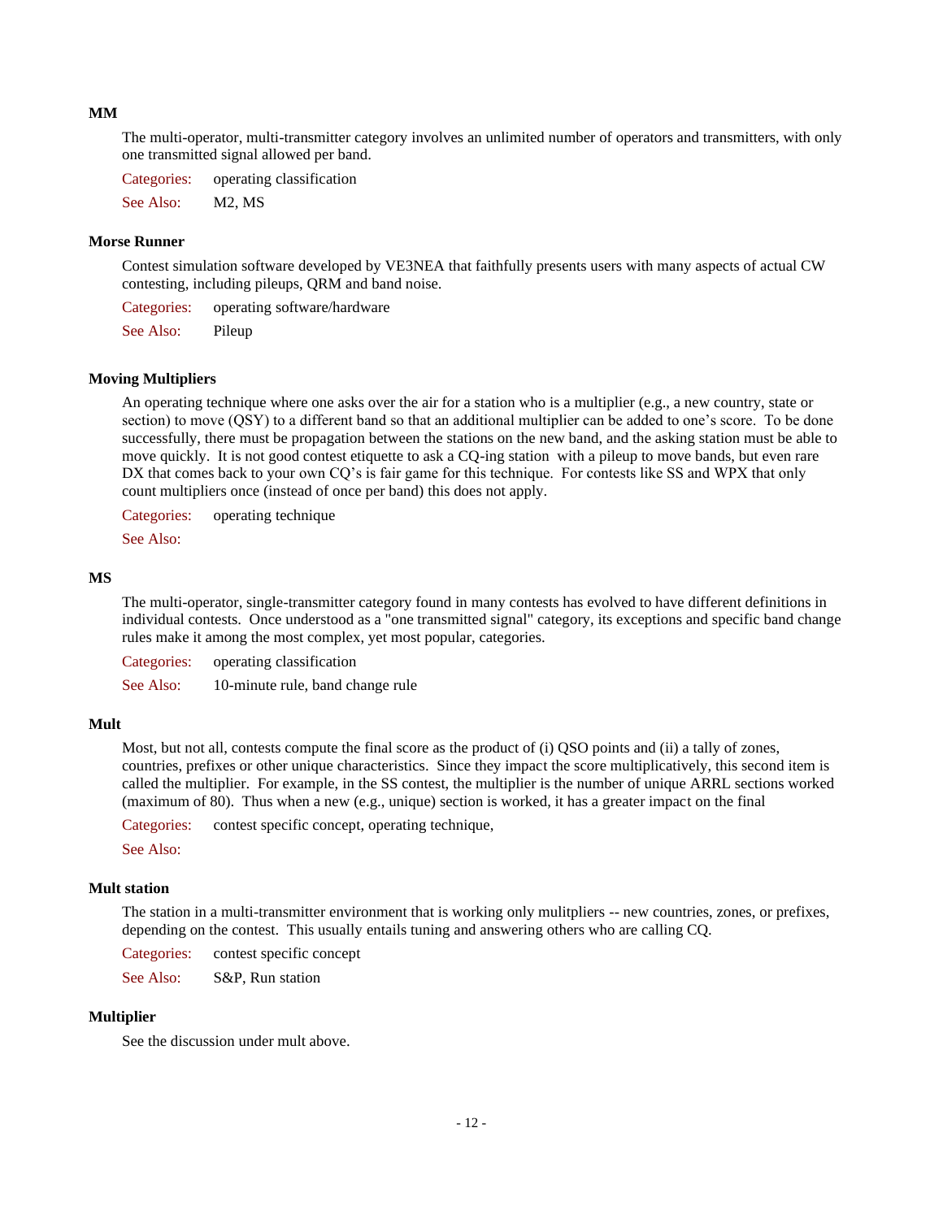**MM**

The multi-operator, multi-transmitter category involves an unlimited number of operators and transmitters, with only one transmitted signal allowed per band.

Categories: operating classification

See Also: M2, MS

**Morse Runner**

Contest simulation software developed by VE3NEA that faithfully presents users with many aspects of actual CW contesting, including pileups, QRM and band noise.

Categories: operating software/hardware

See Also: Pileup

**Moving Multipliers**

An operating technique where one asks over the air for a station who is a multiplier (e.g., a new country, state or section) to move (QSY) to a different band so that an additional multiplier can be added to one's score. To be done successfully, there must be propagation between the stations on the new band, and the asking station must be able to move quickly. It is not good contest etiquette to ask a CQ-ing station with a pileup to move bands, but even rare DX that comes back to your own CQ's is fair game for this technique. For contests like SS and WPX that only count multipliers once (instead of once per band) this does not apply.

Categories: operating technique

See Also:

**MS**

The multi-operator, single-transmitter category found in many contests has evolved to have different definitions in individual contests. Once understood as a "one transmitted signal" category, its exceptions and specific band change rules make it among the most complex, yet most popular, categories.

Categories: operating classification

See Also: 10-minute rule, band change rule

**Mult**

Most, but not all, contests compute the final score as the product of (i) QSO points and (ii) a tally of zones, countries, prefixes or other unique characteristics. Since they impact the score multiplicatively, this second item is called the multiplier. For example, in the SS contest, the multiplier is the number of unique ARRL sections worked (maximum of 80). Thus when a new (e.g., unique) section is worked, it has a greater impact on the final

Categories: contest specific concept, operating technique,

See Also:

**Mult station**

The station in a multi-transmitter environment that is working only mulitpliers -- new countries, zones, or prefixes, depending on the contest. This usually entails tuning and answering others who are calling CQ.

Categories: contest specific concept

See Also: S&P, Run station

**Multiplier**

See the discussion under mult above.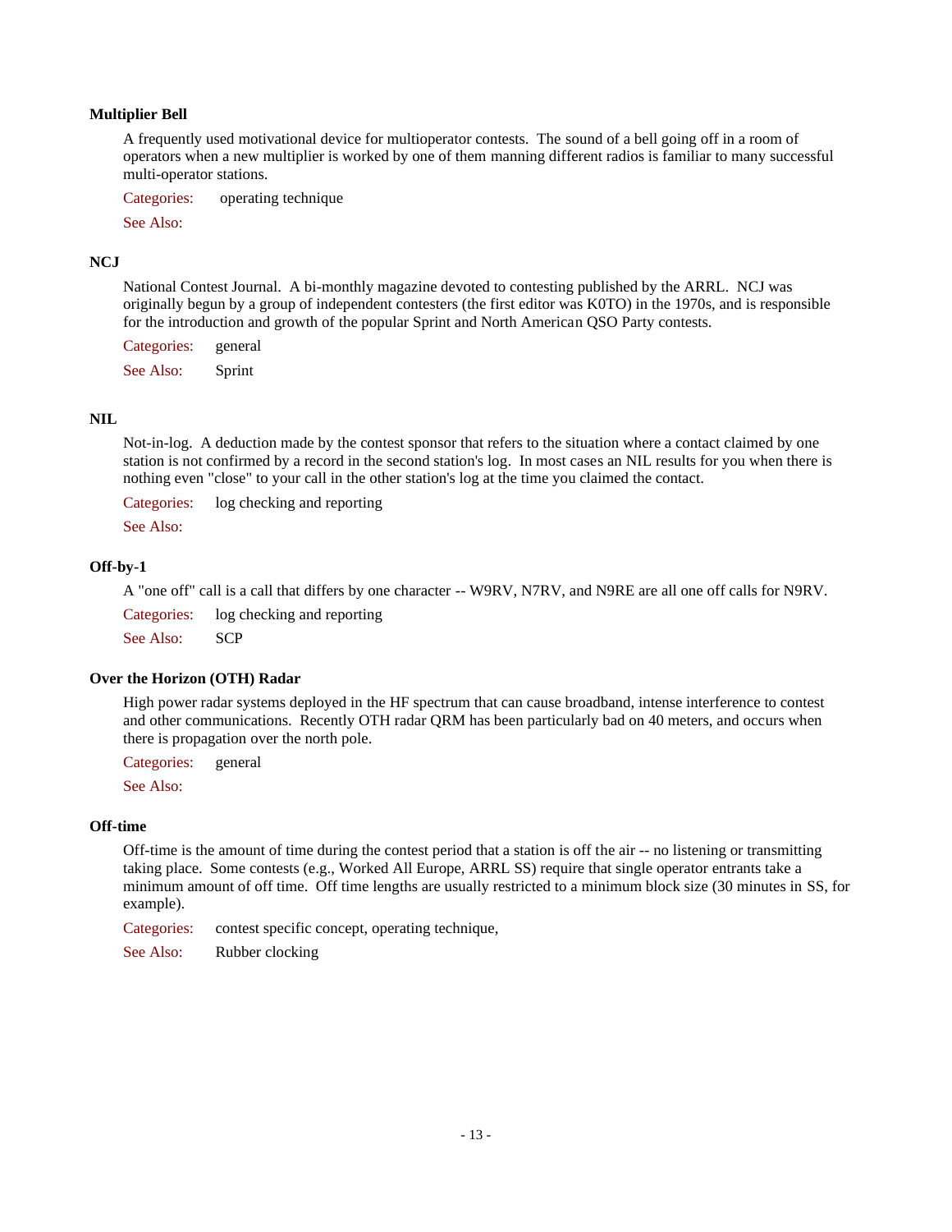**Multiplier Bell**

A frequently used motivational device for multioperator contests. The sound of a bell going off in a room of operators when a new multiplier is worked by one of them manning different radios is familiar to many successful multi-operator stations.

Categories: operating technique

See Also:

**NCJ**

National Contest Journal. A bi-monthly magazine devoted to contesting published by the ARRL. NCJ was originally begun by a group of independent contesters (the first editor was K0TO) in the 1970s, and is responsible for the introduction and growth of the popular Sprint and North American QSO Party contests.

Categories: general

See Also: Sprint

**NIL**

Not-in-log. A deduction made by the contest sponsor that refers to the situation where a contact claimed by one station is not confirmed by a record in the second station's log. In most cases an NIL results for you when there is nothing even "close" to your call in the other station's log at the time you claimed the contact.

Categories: log checking and reporting

See Also:

**Off-by-1**

A "one off" call is a call that differs by one character -- W9RV, N7RV, and N9RE are all one off calls for N9RV.

Categories: log checking and reporting

See Also: SCP

**Over the Horizon (OTH) Radar**

High power radar systems deployed in the HF spectrum that can cause broadband, intense interference to contest and other communications. Recently OTH radar QRM has been particularly bad on 40 meters, and occurs when there is propagation over the north pole.

Categories: general

See Also:

**Off-time**

Off-time is the amount of time during the contest period that a station is off the air -- no listening or transmitting taking place. Some contests (e.g., Worked All Europe, ARRL SS) require that single operator entrants take a minimum amount of off time. Off time lengths are usually restricted to a minimum block size (30 minutes in SS, for example).

Categories: contest specific concept, operating technique,

See Also: Rubber clocking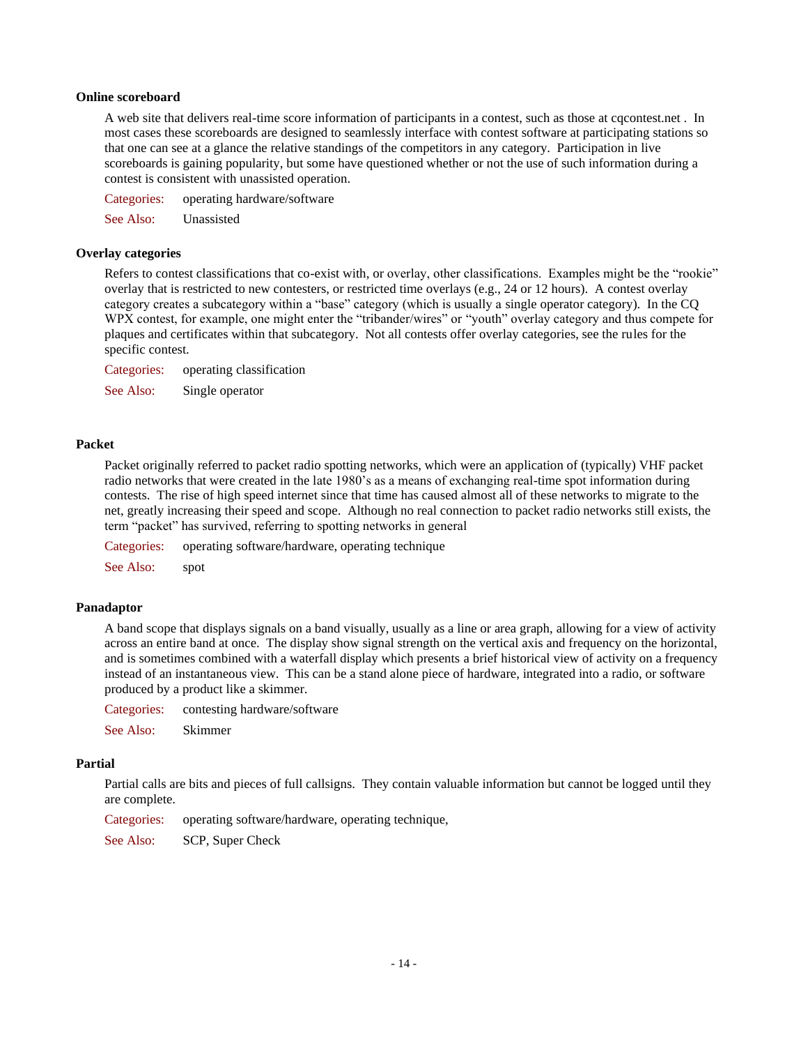**Online scoreboard**

A web site that delivers real-time score information of participants in a contest, such as those at cqcontest.net . In most cases these scoreboards are designed to seamlessly interface with contest software at participating stations so that one can see at a glance the relative standings of the competitors in any category. Participation in live scoreboards is gaining popularity, but some have questioned whether or not the use of such information during a contest is consistent with unassisted operation.

Categories: operating hardware/software

See Also: Unassisted

**Overlay categories**

Refers to contest classifications that co-exist with, or overlay, other classifications. Examples might be the "rookie" overlay that is restricted to new contesters, or restricted time overlays (e.g., 24 or 12 hours). A contest overlay category creates a subcategory within a "base" category (which is usually a single operator category). In the CQ WPX contest, for example, one might enter the "tribander/wires" or "youth" overlay category and thus compete for plaques and certificates within that subcategory. Not all contests offer overlay categories, see the rules for the specific contest.

Categories: operating classification

See Also: Single operator

**Packet**

Packet originally referred to packet radio spotting networks, which were an application of (typically) VHF packet radio networks that were created in the late 1980's as a means of exchanging real-time spot information during contests. The rise of high speed internet since that time has caused almost all of these networks to migrate to the net, greatly increasing their speed and scope. Although no real connection to packet radio networks still exists, the term "packet" has survived, referring to spotting networks in general

Categories: operating software/hardware, operating technique

See Also: spot

**Panadaptor**

A band scope that displays signals on a band visually, usually as a line or area graph, allowing for a view of activity across an entire band at once. The display show signal strength on the vertical axis and frequency on the horizontal, and is sometimes combined with a waterfall display which presents a brief historical view of activity on a frequency instead of an instantaneous view. This can be a stand alone piece of hardware, integrated into a radio, or software produced by a product like a skimmer.

Categories: contesting hardware/software

See Also: Skimmer

**Partial**

Partial calls are bits and pieces of full callsigns. They contain valuable information but cannot be logged until they are complete.

Categories: operating software/hardware, operating technique,

See Also: SCP, Super Check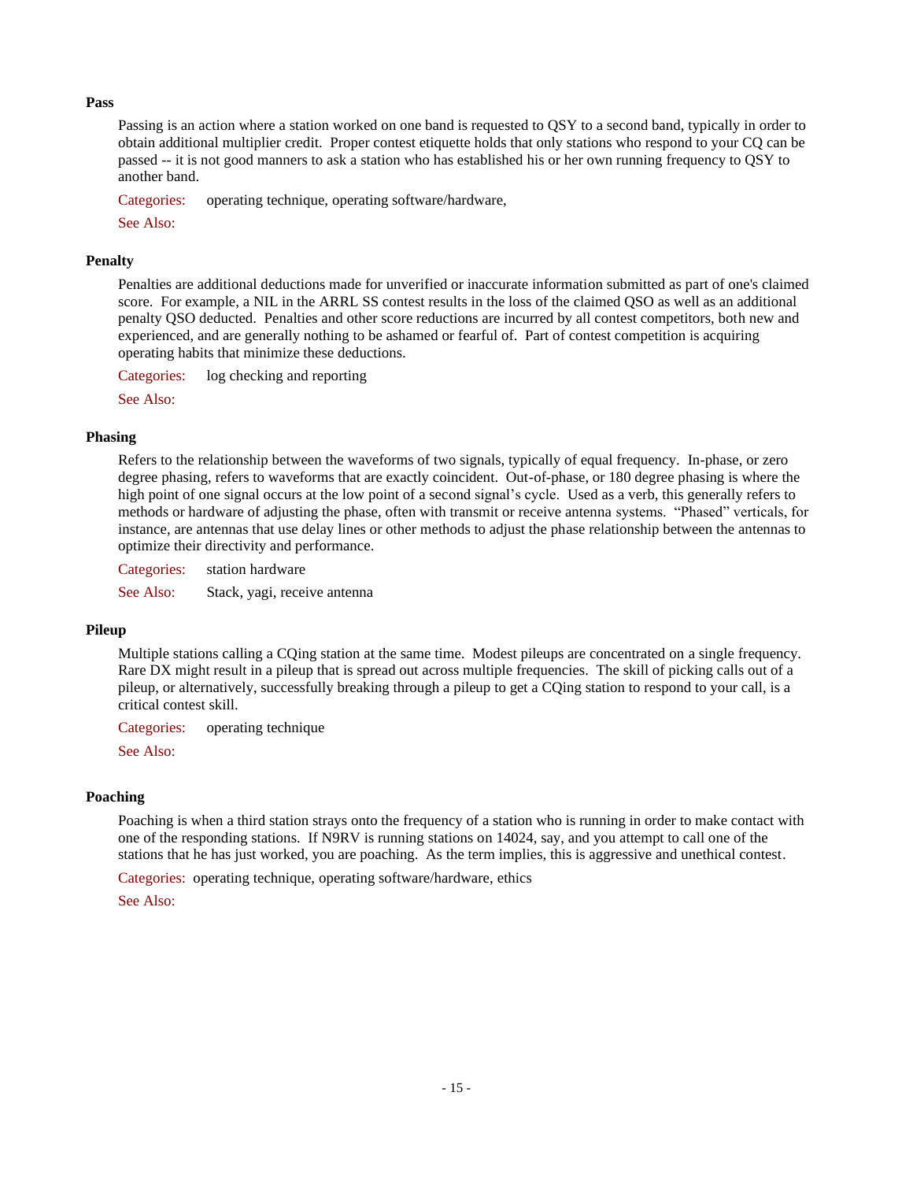**Pass**

Passing is an action where a station worked on one band is requested to QSY to a second band, typically in order to obtain additional multiplier credit. Proper contest etiquette holds that only stations who respond to your CQ can be passed -- it is not good manners to ask a station who has established his or her own running frequency to QSY to another band.

Categories: operating technique, operating software/hardware,

See Also:

**Penalty**

Penalties are additional deductions made for unverified or inaccurate information submitted as part of one's claimed score. For example, a NIL in the ARRL SS contest results in the loss of the claimed QSO as well as an additional penalty QSO deducted. Penalties and other score reductions are incurred by all contest competitors, both new and experienced, and are generally nothing to be ashamed or fearful of. Part of contest competition is acquiring operating habits that minimize these deductions.

Categories: log checking and reporting

See Also:

**Phasing**

Refers to the relationship between the waveforms of two signals, typically of equal frequency. In-phase, or zero degree phasing, refers to waveforms that are exactly coincident. Out-of-phase, or 180 degree phasing is where the high point of one signal occurs at the low point of a second signal's cycle. Used as a verb, this generally refers to methods or hardware of adjusting the phase, often with transmit or receive antenna systems. "Phased" verticals, for instance, are antennas that use delay lines or other methods to adjust the phase relationship between the antennas to optimize their directivity and performance.

Categories: station hardware

See Also: Stack, yagi, receive antenna

**Pileup**

Multiple stations calling a CQing station at the same time. Modest pileups are concentrated on a single frequency. Rare DX might result in a pileup that is spread out across multiple frequencies. The skill of picking calls out of a pileup, or alternatively, successfully breaking through a pileup to get a CQing station to respond to your call, is a critical contest skill.

Categories: operating technique

See Also:

**Poaching**

Poaching is when a third station strays onto the frequency of a station who is running in order to make contact with one of the responding stations. If N9RV is running stations on 14024, say, and you attempt to call one of the stations that he has just worked, you are poaching. As the term implies, this is aggressive and unethical contest.

Categories: operating technique, operating software/hardware, ethics

See Also: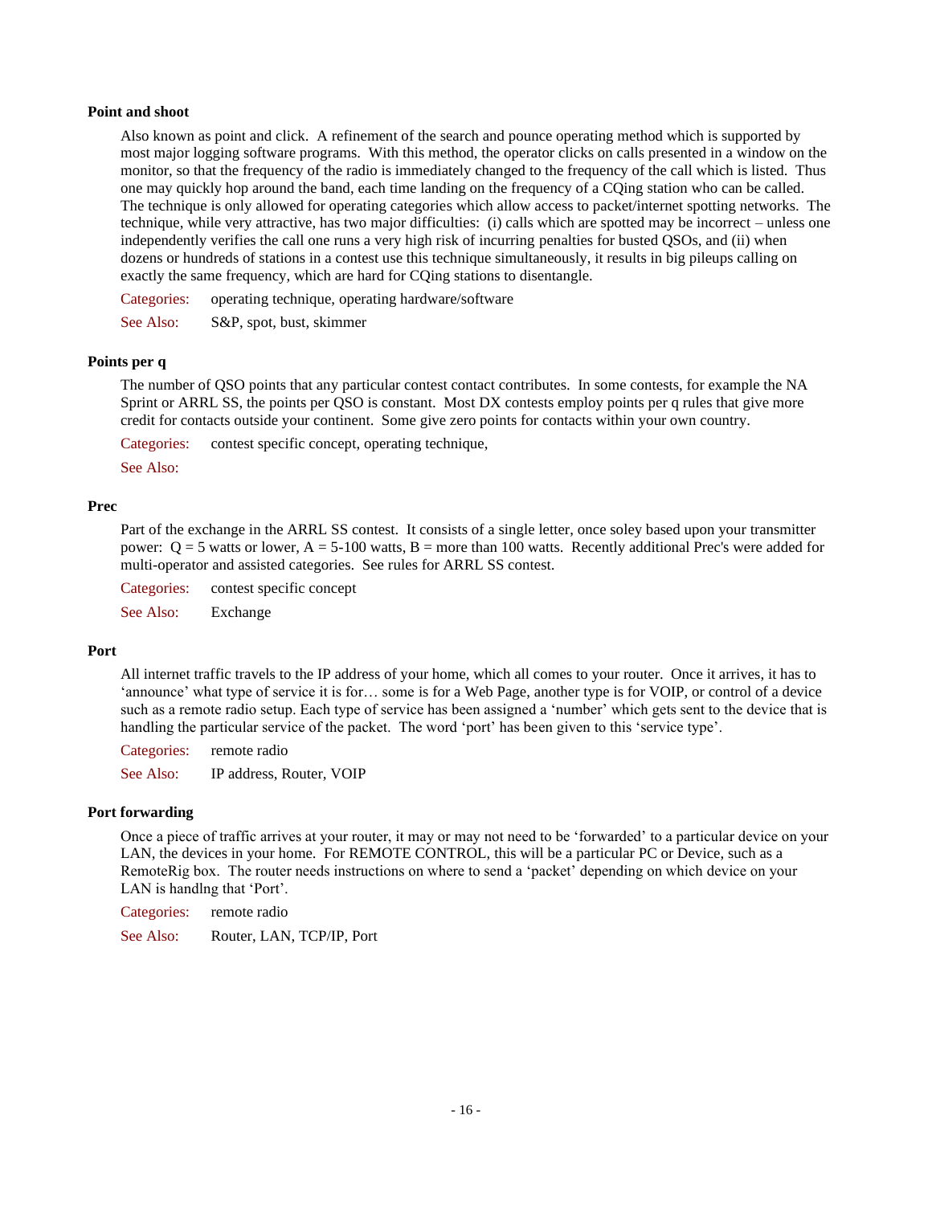**Point and shoot**

Also known as point and click. A refinement of the search and pounce operating method which is supported by most major logging software programs. With this method, the operator clicks on calls presented in a window on the monitor, so that the frequency of the radio is immediately changed to the frequency of the call which is listed. Thus one may quickly hop around the band, each time landing on the frequency of a CQing station who can be called. The technique is only allowed for operating categories which allow access to packet/internet spotting networks. The technique, while very attractive, has two major difficulties: (i) calls which are spotted may be incorrect – unless one independently verifies the call one runs a very high risk of incurring penalties for busted QSOs, and (ii) when dozens or hundreds of stations in a contest use this technique simultaneously, it results in big pileups calling on exactly the same frequency, which are hard for CQing stations to disentangle.

Categories: operating technique, operating hardware/software

See Also: S&P, spot, bust, skimmer

**Points per q**

The number of QSO points that any particular contest contact contributes. In some contests, for example the NA Sprint or ARRL SS, the points per QSO is constant. Most DX contests employ points per q rules that give more credit for contacts outside your continent. Some give zero points for contacts within your own country.

Categories: contest specific concept, operating technique,

See Also:

**Prec**

Part of the exchange in the ARRL SS contest. It consists of a single letter, once soley based upon your transmitter power: Q = 5 watts or lower, A = 5-100 watts, B = more than 100 watts. Recently additional Prec's were added for multi-operator and assisted categories. See rules for ARRL SS contest.

Categories: contest specific concept

See Also: Exchange

**Port**

All internet traffic travels to the IP address of your home, which all comes to your router. Once it arrives, it has to 'announce' what type of service it is for… some is for a Web Page, another type is for VOIP, or control of a device such as a remote radio setup. Each type of service has been assigned a 'number' which gets sent to the device that is handling the particular service of the packet. The word 'port' has been given to this 'service type'.

Categories: remote radio

See Also: IP address, Router, VOIP

**Port forwarding**

Once a piece of traffic arrives at your router, it may or may not need to be 'forwarded' to a particular device on your LAN, the devices in your home. For REMOTE CONTROL, this will be a particular PC or Device, such as a RemoteRig box. The router needs instructions on where to send a 'packet' depending on which device on your LAN is handlng that 'Port'.

Categories: remote radio

See Also: Router, LAN, TCP/IP, Port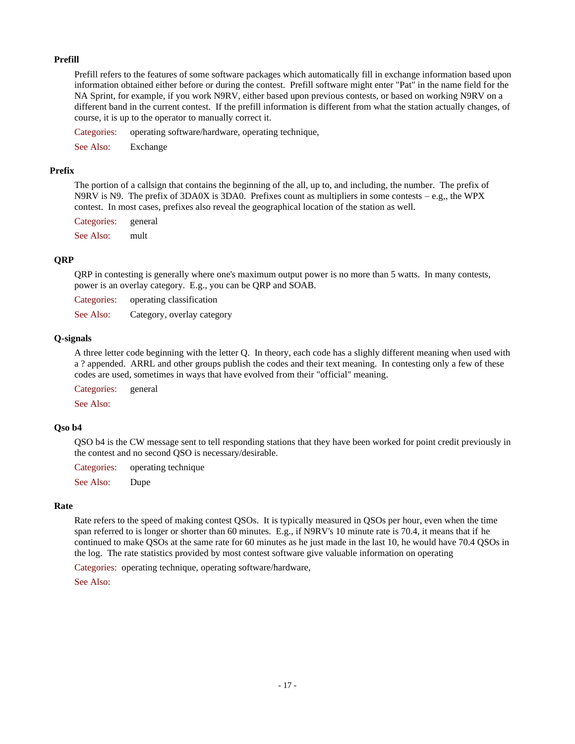**Prefill**

Prefill refers to the features of some software packages which automatically fill in exchange information based upon information obtained either before or during the contest. Prefill software might enter "Pat" in the name field for the NA Sprint, for example, if you work N9RV, either based upon previous contests, or based on working N9RV on a different band in the current contest. If the prefill information is different from what the station actually changes, of course, it is up to the operator to manually correct it.

Categories: operating software/hardware, operating technique,

See Also: Exchange

**Prefix**

The portion of a callsign that contains the beginning of the all, up to, and including, the number. The prefix of N9RV is N9. The prefix of 3DA0X is 3DA0. Prefixes count as multipliers in some contests – e.g,, the WPX contest. In most cases, prefixes also reveal the geographical location of the station as well.

Categories: general

See Also: mult

**QRP**

QRP in contesting is generally where one's maximum output power is no more than 5 watts. In many contests, power is an overlay category. E.g., you can be QRP and SOAB.

Categories: operating classification

See Also: Category, overlay category

**Q-signals**

A three letter code beginning with the letter Q. In theory, each code has a slighly different meaning when used with a ? appended. ARRL and other groups publish the codes and their text meaning. In contesting only a few of these codes are used, sometimes in ways that have evolved from their "official" meaning.

Categories: general

See Also:

**Qso b4**

QSO b4 is the CW message sent to tell responding stations that they have been worked for point credit previously in the contest and no second QSO is necessary/desirable.

Categories: operating technique

See Also: Dupe

**Rate**

Rate refers to the speed of making contest QSOs. It is typically measured in QSOs per hour, even when the time span referred to is longer or shorter than 60 minutes. E.g., if N9RV's 10 minute rate is 70.4, it means that if he continued to make QSOs at the same rate for 60 minutes as he just made in the last 10, he would have 70.4 QSOs in the log. The rate statistics provided by most contest software give valuable information on operating

Categories: operating technique, operating software/hardware,

See Also: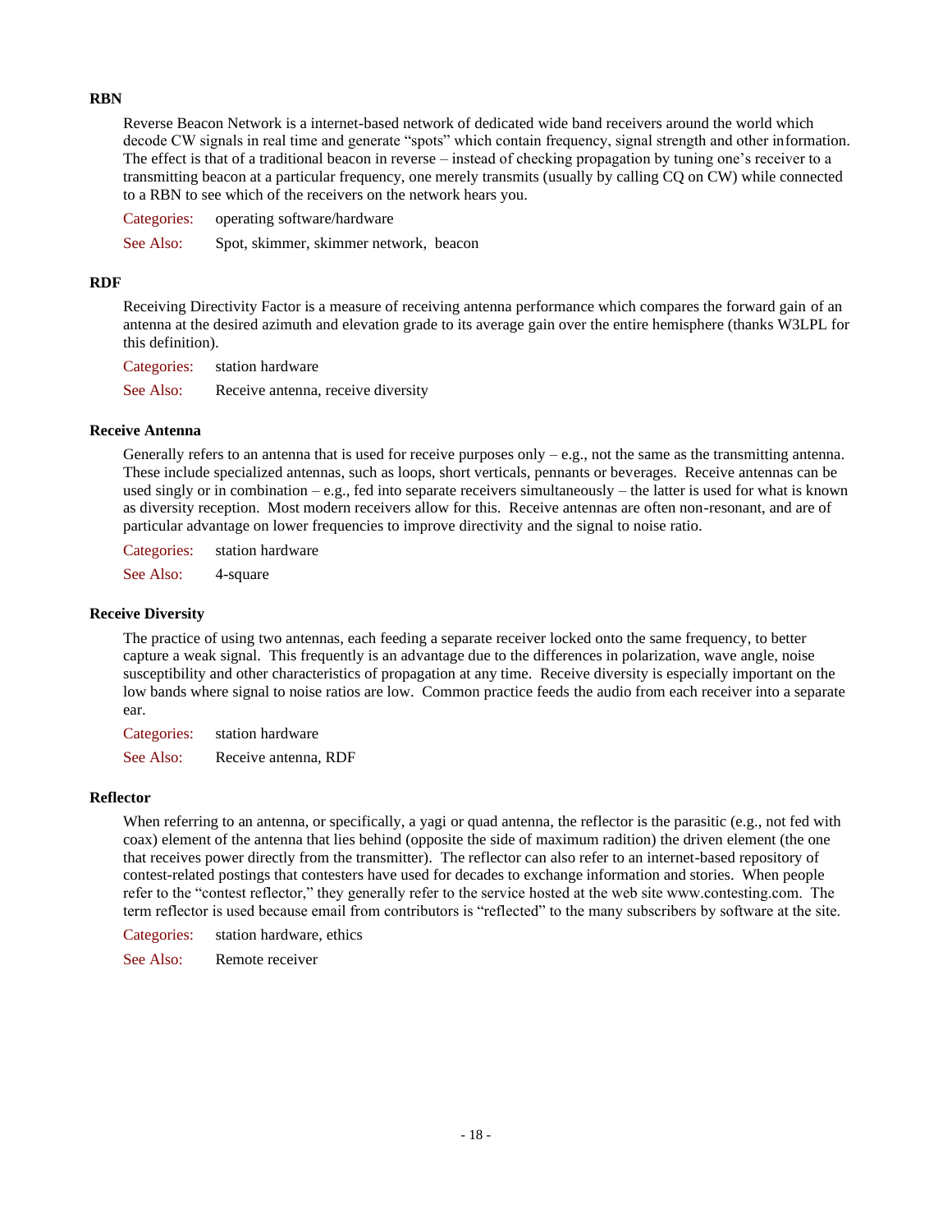**RBN**

Reverse Beacon Network is a internet-based network of dedicated wide band receivers around the world which decode CW signals in real time and generate "spots" which contain frequency, signal strength and other information. The effect is that of a traditional beacon in reverse – instead of checking propagation by tuning one's receiver to a transmitting beacon at a particular frequency, one merely transmits (usually by calling CQ on CW) while connected to a RBN to see which of the receivers on the network hears you.

Categories: operating software/hardware

See Also: Spot, skimmer, skimmer network, beacon

**RDF**

Receiving Directivity Factor is a measure of receiving antenna performance which compares the forward gain of an antenna at the desired azimuth and elevation grade to its average gain over the entire hemisphere (thanks W3LPL for this definition).

Categories: station hardware

See Also: Receive antenna, receive diversity

**Receive Antenna**

Generally refers to an antenna that is used for receive purposes only – e.g., not the same as the transmitting antenna. These include specialized antennas, such as loops, short verticals, pennants or beverages. Receive antennas can be used singly or in combination – e.g., fed into separate receivers simultaneously – the latter is used for what is known as diversity reception. Most modern receivers allow for this. Receive antennas are often non-resonant, and are of particular advantage on lower frequencies to improve directivity and the signal to noise ratio.

Categories: station hardware

See Also: 4-square

**Receive Diversity**

The practice of using two antennas, each feeding a separate receiver locked onto the same frequency, to better capture a weak signal. This frequently is an advantage due to the differences in polarization, wave angle, noise susceptibility and other characteristics of propagation at any time. Receive diversity is especially important on the low bands where signal to noise ratios are low. Common practice feeds the audio from each receiver into a separate ear.

Categories: station hardware

See Also: Receive antenna, RDF

**Reflector**

When referring to an antenna, or specifically, a yagi or quad antenna, the reflector is the parasitic (e.g., not fed with coax) element of the antenna that lies behind (opposite the side of maximum radition) the driven element (the one that receives power directly from the transmitter). The reflector can also refer to an internet-based repository of contest-related postings that contesters have used for decades to exchange information and stories. When people refer to the "contest reflector," they generally refer to the service hosted at the web site www.contesting.com. The term reflector is used because email from contributors is "reflected" to the many subscribers by software at the site.

Categories: station hardware, ethics

See Also: Remote receiver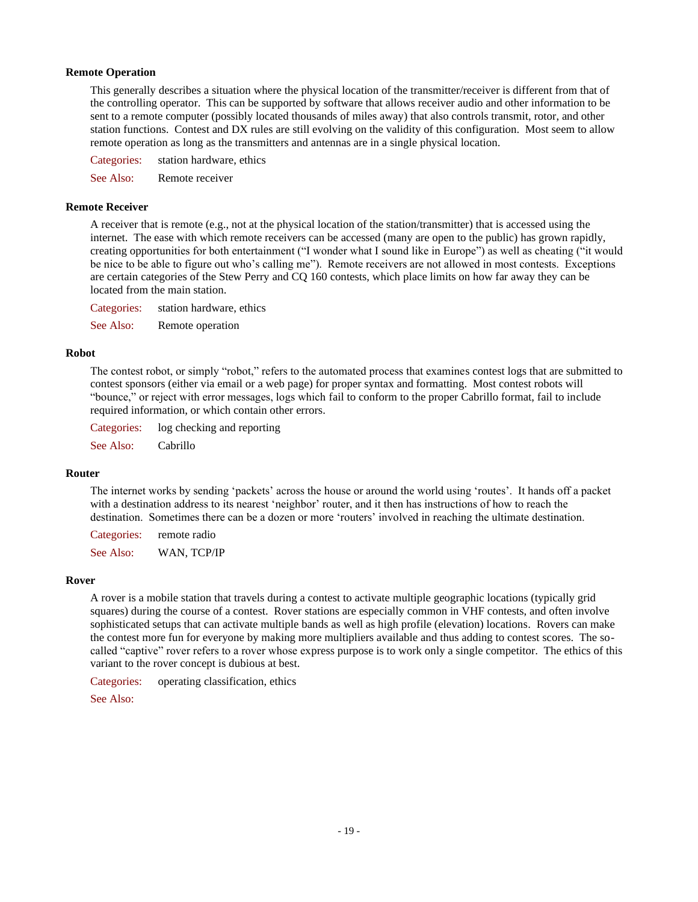**Remote Operation**

This generally describes a situation where the physical location of the transmitter/receiver is different from that of the controlling operator. This can be supported by software that allows receiver audio and other information to be sent to a remote computer (possibly located thousands of miles away) that also controls transmit, rotor, and other station functions. Contest and DX rules are still evolving on the validity of this configuration. Most seem to allow remote operation as long as the transmitters and antennas are in a single physical location.

Categories: station hardware, ethics

See Also: Remote receiver

**Remote Receiver**

A receiver that is remote (e.g., not at the physical location of the station/transmitter) that is accessed using the internet. The ease with which remote receivers can be accessed (many are open to the public) has grown rapidly, creating opportunities for both entertainment ("I wonder what I sound like in Europe") as well as cheating ("it would be nice to be able to figure out who's calling me"). Remote receivers are not allowed in most contests. Exceptions are certain categories of the Stew Perry and CQ 160 contests, which place limits on how far away they can be located from the main station.

Categories: station hardware, ethics

See Also: Remote operation

**Robot**

The contest robot, or simply "robot," refers to the automated process that examines contest logs that are submitted to contest sponsors (either via email or a web page) for proper syntax and formatting. Most contest robots will "bounce," or reject with error messages, logs which fail to conform to the proper Cabrillo format, fail to include required information, or which contain other errors.

Categories: log checking and reporting

See Also: Cabrillo

**Router**

The internet works by sending 'packets' across the house or around the world using 'routes'. It hands off a packet with a destination address to its nearest 'neighbor' router, and it then has instructions of how to reach the destination. Sometimes there can be a dozen or more 'routers' involved in reaching the ultimate destination.

Categories: remote radio

See Also: WAN, TCP/IP

**Rover**

A rover is a mobile station that travels during a contest to activate multiple geographic locations (typically grid squares) during the course of a contest. Rover stations are especially common in VHF contests, and often involve sophisticated setups that can activate multiple bands as well as high profile (elevation) locations. Rovers can make the contest more fun for everyone by making more multipliers available and thus adding to contest scores. The so-called "captive" rover refers to a rover whose express purpose is to work only a single competitor. The ethics of this variant to the rover concept is dubious at best.

Categories: operating classification, ethics

See Also: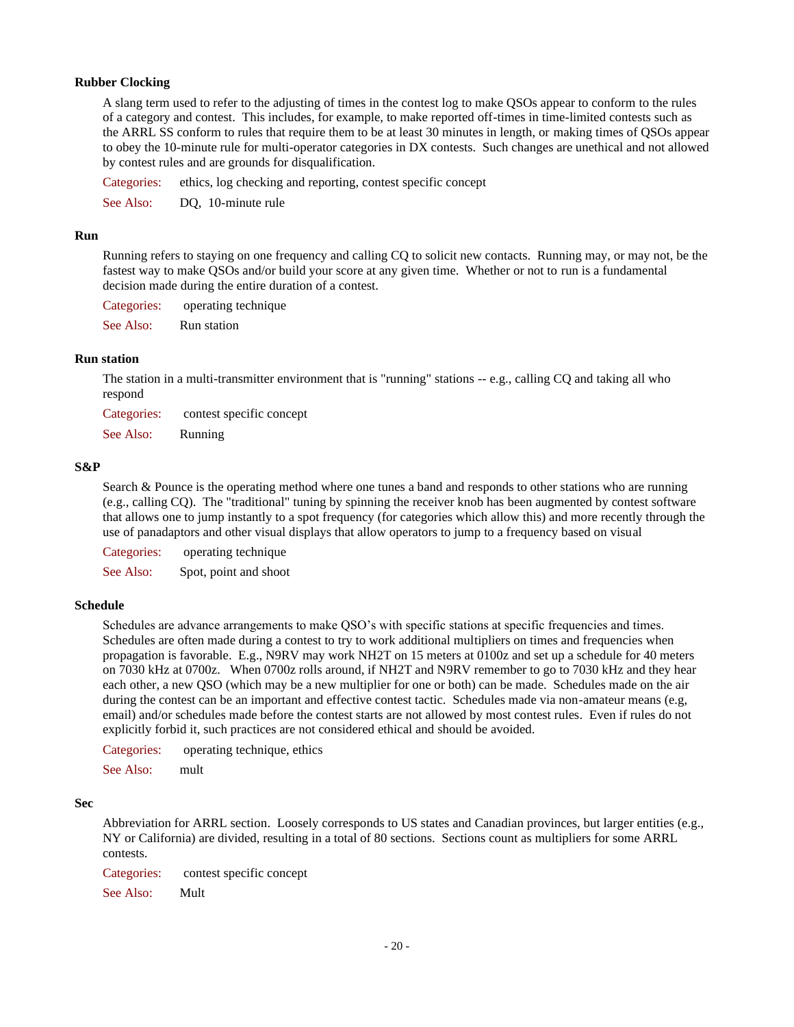**Rubber Clocking**

A slang term used to refer to the adjusting of times in the contest log to make QSOs appear to conform to the rules of a category and contest. This includes, for example, to make reported off-times in time-limited contests such as the ARRL SS conform to rules that require them to be at least 30 minutes in length, or making times of QSOs appear to obey the 10-minute rule for multi-operator categories in DX contests. Such changes are unethical and not allowed by contest rules and are grounds for disqualification.

Categories: ethics, log checking and reporting, contest specific concept

See Also: DQ, 10-minute rule

**Run**

Running refers to staying on one frequency and calling CQ to solicit new contacts. Running may, or may not, be the fastest way to make QSOs and/or build your score at any given time. Whether or not to run is a fundamental decision made during the entire duration of a contest.

Categories: operating technique

See Also: Run station

**Run station**

The station in a multi-transmitter environment that is "running" stations -- e.g., calling CQ and taking all who respond

Categories: contest specific concept

See Also: Running

**S&P**

Search & Pounce is the operating method where one tunes a band and responds to other stations who are running (e.g., calling CQ). The "traditional" tuning by spinning the receiver knob has been augmented by contest software that allows one to jump instantly to a spot frequency (for categories which allow this) and more recently through the use of panadaptors and other visual displays that allow operators to jump to a frequency based on visual

Categories: operating technique

See Also: Spot, point and shoot

**Schedule**

Schedules are advance arrangements to make QSO's with specific stations at specific frequencies and times. Schedules are often made during a contest to try to work additional multipliers on times and frequencies when propagation is favorable. E.g., N9RV may work NH2T on 15 meters at 0100z and set up a schedule for 40 meters on 7030 kHz at 0700z. When 0700z rolls around, if NH2T and N9RV remember to go to 7030 kHz and they hear each other, a new QSO (which may be a new multiplier for one or both) can be made. Schedules made on the air during the contest can be an important and effective contest tactic. Schedules made via non-amateur means (e.g, email) and/or schedules made before the contest starts are not allowed by most contest rules. Even if rules do not explicitly forbid it, such practices are not considered ethical and should be avoided.

Categories: operating technique, ethics

See Also: mult

**Sec**

Abbreviation for ARRL section. Loosely corresponds to US states and Canadian provinces, but larger entities (e.g., NY or California) are divided, resulting in a total of 80 sections. Sections count as multipliers for some ARRL contests.

Categories: contest specific concept

See Also: Mult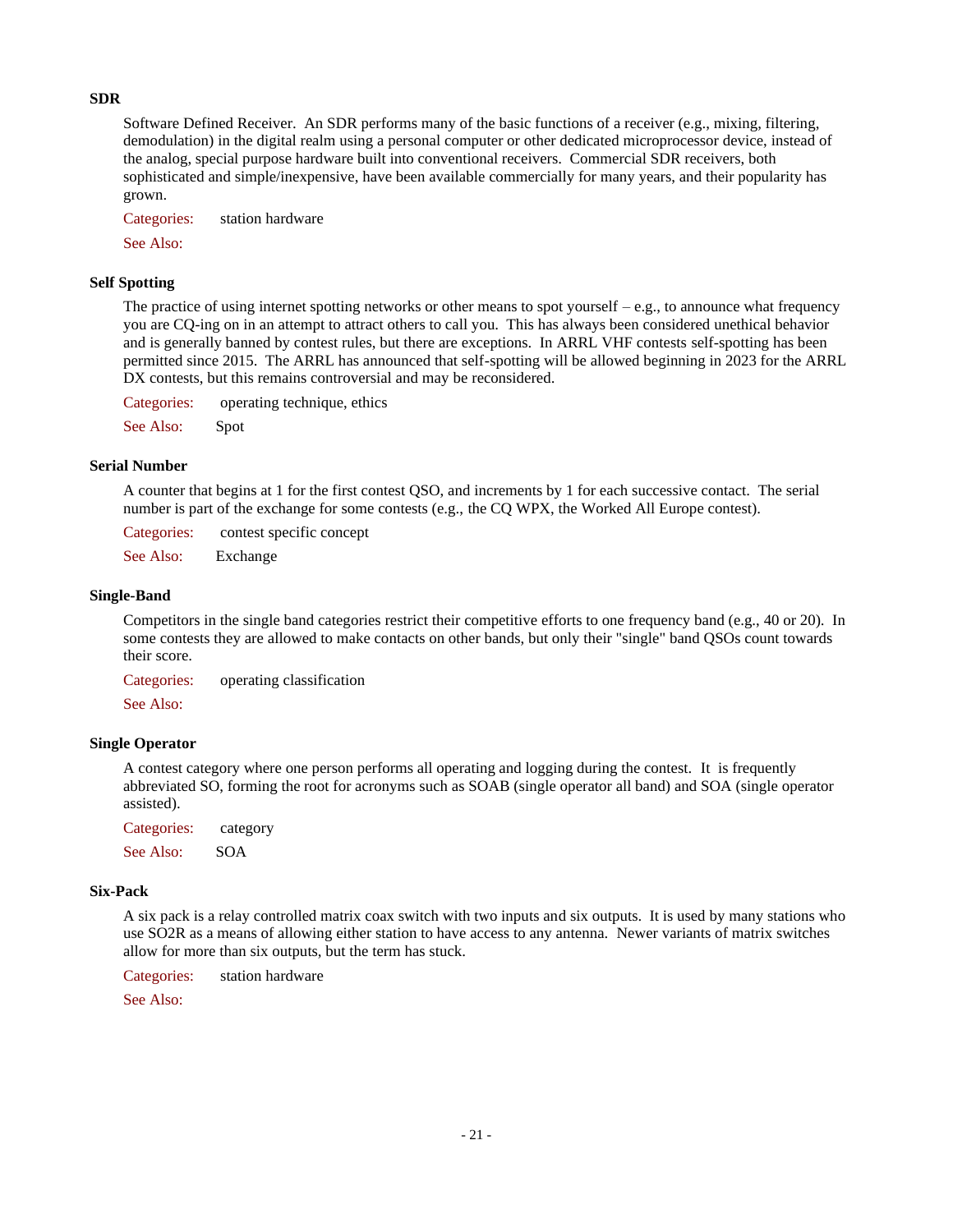**SDR**

Software Defined Receiver. An SDR performs many of the basic functions of a receiver (e.g., mixing, filtering, demodulation) in the digital realm using a personal computer or other dedicated microprocessor device, instead of the analog, special purpose hardware built into conventional receivers. Commercial SDR receivers, both sophisticated and simple/inexpensive, have been available commercially for many years, and their popularity has grown.

Categories: station hardware

See Also:

**Self Spotting**

The practice of using internet spotting networks or other means to spot yourself – e.g., to announce what frequency you are CQ-ing on in an attempt to attract others to call you. This has always been considered unethical behavior and is generally banned by contest rules, but there are exceptions. In ARRL VHF contests self-spotting has been permitted since 2015. The ARRL has announced that self-spotting will be allowed beginning in 2023 for the ARRL DX contests, but this remains controversial and may be reconsidered.

Categories: operating technique, ethics

See Also: Spot

**Serial Number**

A counter that begins at 1 for the first contest QSO, and increments by 1 for each successive contact. The serial number is part of the exchange for some contests (e.g., the CQ WPX, the Worked All Europe contest).

Categories: contest specific concept

See Also: Exchange

**Single-Band**

Competitors in the single band categories restrict their competitive efforts to one frequency band (e.g., 40 or 20). In some contests they are allowed to make contacts on other bands, but only their "single" band QSOs count towards their score.

Categories: operating classification

See Also:

**Single Operator**

A contest category where one person performs all operating and logging during the contest. It is frequently abbreviated SO, forming the root for acronyms such as SOAB (single operator all band) and SOA (single operator assisted).

Categories: category

See Also: SOA

**Six-Pack**

A six pack is a relay controlled matrix coax switch with two inputs and six outputs. It is used by many stations who use SO2R as a means of allowing either station to have access to any antenna. Newer variants of matrix switches allow for more than six outputs, but the term has stuck.

Categories: station hardware

See Also: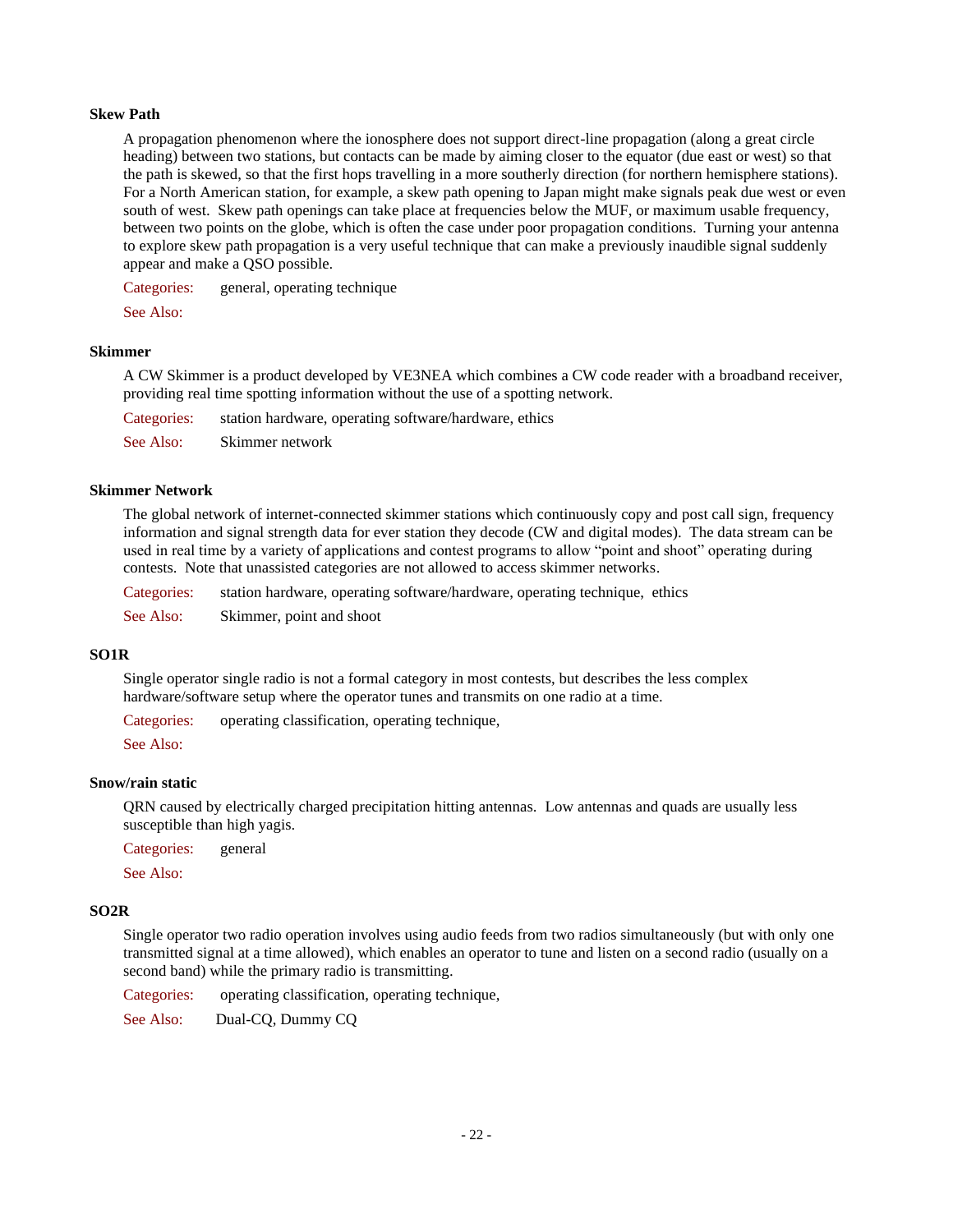**Skew Path**

A propagation phenomenon where the ionosphere does not support direct-line propagation (along a great circle heading) between two stations, but contacts can be made by aiming closer to the equator (due east or west) so that the path is skewed, so that the first hops travelling in a more southerly direction (for northern hemisphere stations). For a North American station, for example, a skew path opening to Japan might make signals peak due west or even south of west. Skew path openings can take place at frequencies below the MUF, or maximum usable frequency, between two points on the globe, which is often the case under poor propagation conditions. Turning your antenna to explore skew path propagation is a very useful technique that can make a previously inaudible signal suddenly appear and make a QSO possible.

Categories: general, operating technique

See Also:

**Skimmer**

A CW Skimmer is a product developed by VE3NEA which combines a CW code reader with a broadband receiver, providing real time spotting information without the use of a spotting network.

Categories: station hardware, operating software/hardware, ethics

See Also: Skimmer network

**Skimmer Network**

The global network of internet-connected skimmer stations which continuously copy and post call sign, frequency information and signal strength data for ever station they decode (CW and digital modes). The data stream can be used in real time by a variety of applications and contest programs to allow "point and shoot" operating during contests. Note that unassisted categories are not allowed to access skimmer networks.

Categories: station hardware, operating software/hardware, operating technique, ethics

See Also: Skimmer, point and shoot

**SO1R**

Single operator single radio is not a formal category in most contests, but describes the less complex hardware/software setup where the operator tunes and transmits on one radio at a time.

Categories: operating classification, operating technique,

See Also:

**Snow/rain static**

QRN caused by electrically charged precipitation hitting antennas. Low antennas and quads are usually less susceptible than high yagis.

Categories: general

See Also:

**SO2R**

Single operator two radio operation involves using audio feeds from two radios simultaneously (but with only one transmitted signal at a time allowed), which enables an operator to tune and listen on a second radio (usually on a second band) while the primary radio is transmitting.

Categories: operating classification, operating technique,

See Also: Dual-CQ, Dummy CQ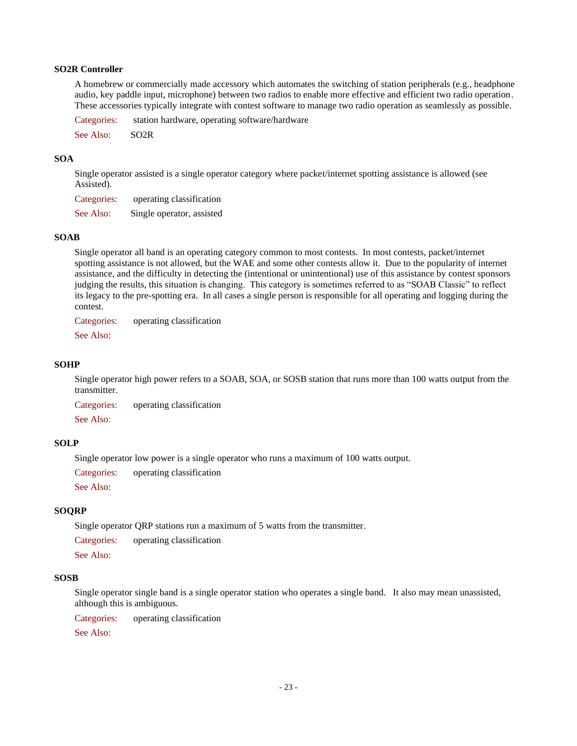**SO2R Controller**

A homebrew or commercially made accessory which automates the switching of station peripherals (e.g., headphone audio, key paddle input, microphone) between two radios to enable more effective and efficient two radio operation. These accessories typically integrate with contest software to manage two radio operation as seamlessly as possible.

Categories: station hardware, operating software/hardware

See Also: SO2R

**SOA**

Single operator assisted is a single operator category where packet/internet spotting assistance is allowed (see Assisted).

Categories: operating classification

See Also: Single operator, assisted

**SOAB**

Single operator all band is an operating category common to most contests. In most contests, packet/internet spotting assistance is not allowed, but the WAE and some other contests allow it. Due to the popularity of internet assistance, and the difficulty in detecting the (intentional or unintentional) use of this assistance by contest sponsors judging the results, this situation is changing. This category is sometimes referred to as "SOAB Classic" to reflect its legacy to the pre-spotting era. In all cases a single person is responsible for all operating and logging during the contest.

Categories: operating classification

See Also:

**SOHP**

Single operator high power refers to a SOAB, SOA, or SOSB station that runs more than 100 watts output from the transmitter.

Categories: operating classification

See Also:

**SOLP**

Single operator low power is a single operator who runs a maximum of 100 watts output.

Categories: operating classification

See Also:

**SOQRP**

Single operator QRP stations run a maximum of 5 watts from the transmitter.

Categories: operating classification

See Also:

**SOSB**

Single operator single band is a single operator station who operates a single band. It also may mean unassisted, although this is ambiguous.

Categories: operating classification

See Also: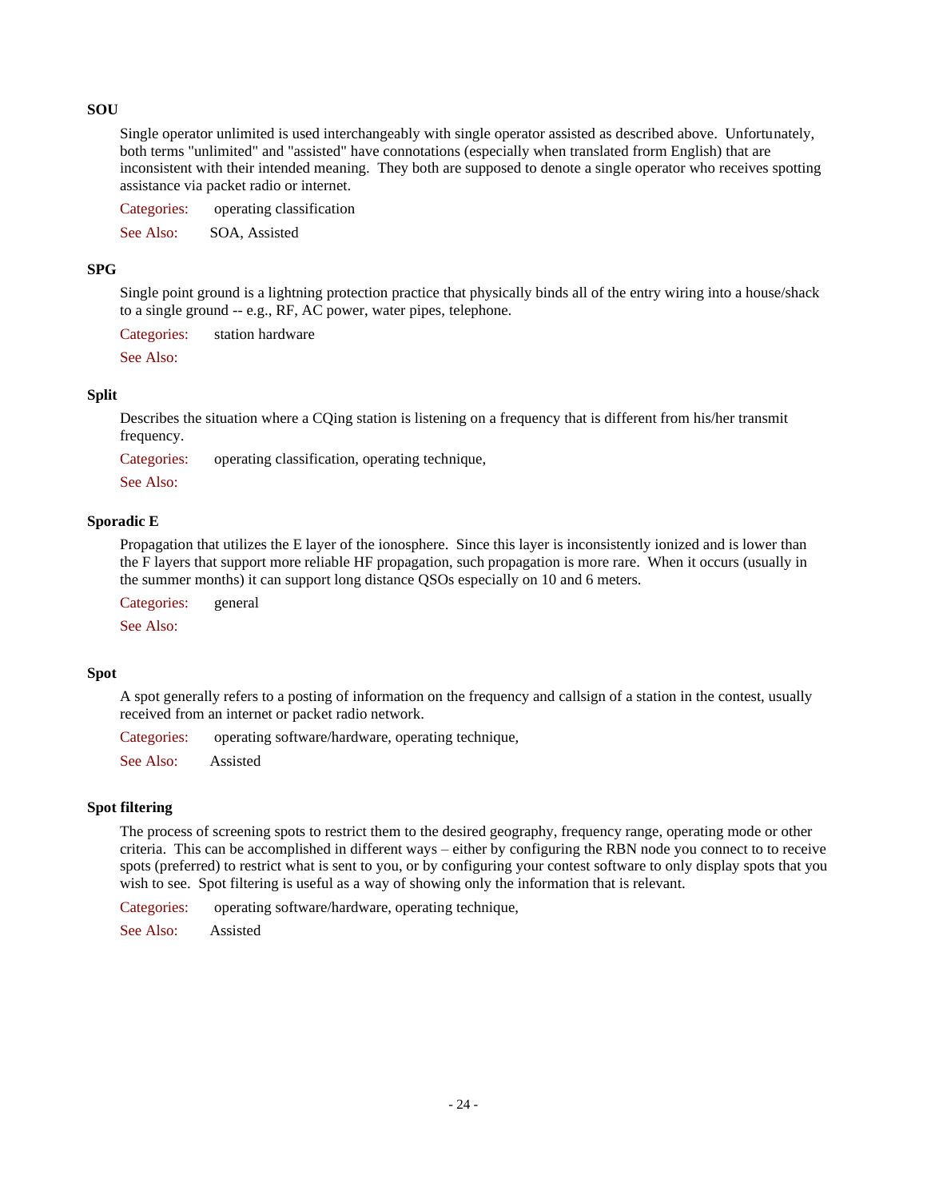**SOU**

Single operator unlimited is used interchangeably with single operator assisted as described above. Unfortunately, both terms "unlimited" and "assisted" have connotations (especially when translated frorm English) that are inconsistent with their intended meaning. They both are supposed to denote a single operator who receives spotting assistance via packet radio or internet.

Categories: operating classification

See Also: SOA, Assisted

**SPG**

Single point ground is a lightning protection practice that physically binds all of the entry wiring into a house/shack to a single ground -- e.g., RF, AC power, water pipes, telephone.

Categories: station hardware

See Also:

**Split**

Describes the situation where a CQing station is listening on a frequency that is different from his/her transmit frequency.

Categories: operating classification, operating technique,

See Also:

**Sporadic E**

Propagation that utilizes the E layer of the ionosphere. Since this layer is inconsistently ionized and is lower than the F layers that support more reliable HF propagation, such propagation is more rare. When it occurs (usually in the summer months) it can support long distance QSOs especially on 10 and 6 meters.

Categories: general

See Also:

**Spot**

A spot generally refers to a posting of information on the frequency and callsign of a station in the contest, usually received from an internet or packet radio network.

Categories: operating software/hardware, operating technique,

See Also: Assisted

**Spot filtering**

The process of screening spots to restrict them to the desired geography, frequency range, operating mode or other criteria. This can be accomplished in different ways – either by configuring the RBN node you connect to to receive spots (preferred) to restrict what is sent to you, or by configuring your contest software to only display spots that you wish to see. Spot filtering is useful as a way of showing only the information that is relevant.

Categories: operating software/hardware, operating technique,

See Also: Assisted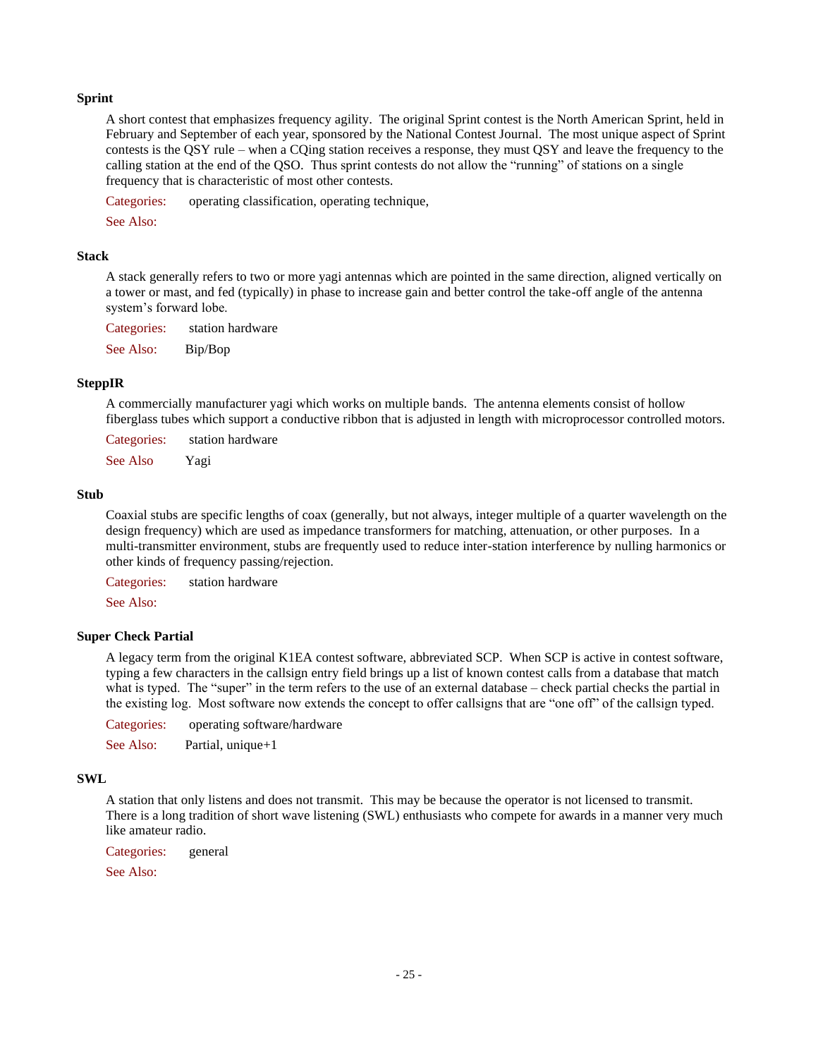### Sprint

A short contest that emphasizes frequency agility. The original Sprint contest is the North American Sprint, held in February and September of each year, sponsored by the National Contest Journal. The most unique aspect of Sprint contests is the QSY rule – when a CQing station receives a response, they must QSY and leave the frequency to the calling station at the end of the QSO. Thus sprint contests do not allow the "running" of stations on a single frequency that is characteristic of most other contests.

Categories: operating classification, operating technique,

See Also:

### Stack

A stack generally refers to two or more yagi antennas which are pointed in the same direction, aligned vertically on a tower or mast, and fed (typically) in phase to increase gain and better control the take-off angle of the antenna system's forward lobe.

Categories: station hardware

See Also: Bip/Bop

### SteppIR

A commercially manufacturer yagi which works on multiple bands. The antenna elements consist of hollow fiberglass tubes which support a conductive ribbon that is adjusted in length with microprocessor controlled motors.

Categories: station hardware

See Also Yagi

### Stub

Coaxial stubs are specific lengths of coax (generally, but not always, integer multiple of a quarter wavelength on the design frequency) which are used as impedance transformers for matching, attenuation, or other purposes. In a multi-transmitter environment, stubs are frequently used to reduce inter-station interference by nulling harmonics or other kinds of frequency passing/rejection.

Categories: station hardware

See Also:

### Super Check Partial

A legacy term from the original K1EA contest software, abbreviated SCP. When SCP is active in contest software, typing a few characters in the callsign entry field brings up a list of known contest calls from a database that match what is typed. The "super" in the term refers to the use of an external database – check partial checks the partial in the existing log. Most software now extends the concept to offer callsigns that are "one off" of the callsign typed.

Categories: operating software/hardware

See Also: Partial, unique+1

### SWL

A station that only listens and does not transmit. This may be because the operator is not licensed to transmit. There is a long tradition of short wave listening (SWL) enthusiasts who compete for awards in a manner very much like amateur radio.

Categories: general

See Also: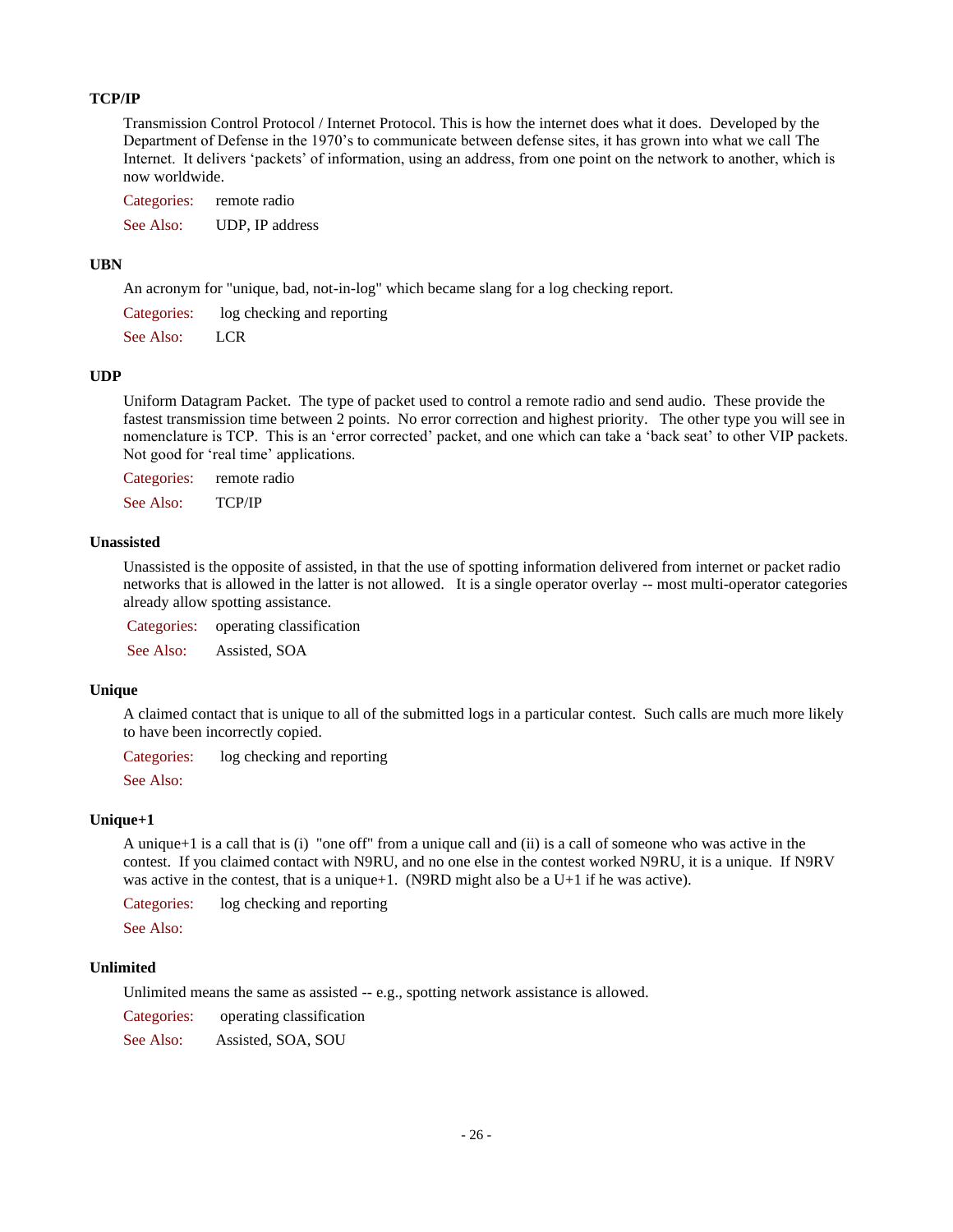### TCP/IP

Transmission Control Protocol / Internet Protocol. This is how the internet does what it does. Developed by the Department of Defense in the 1970's to communicate between defense sites, it has grown into what we call The Internet. It delivers 'packets' of information, using an address, from one point on the network to another, which is now worldwide.

Categories: remote radio

See Also: UDP, IP address

### UBN

An acronym for "unique, bad, not-in-log" which became slang for a log checking report.

Categories: log checking and reporting

See Also: LCR

### UDP

Uniform Datagram Packet. The type of packet used to control a remote radio and send audio. These provide the fastest transmission time between 2 points. No error correction and highest priority. The other type you will see in nomenclature is TCP. This is an 'error corrected' packet, and one which can take a 'back seat' to other VIP packets. Not good for 'real time' applications.

Categories: remote radio

See Also: TCP/IP

### Unassisted

Unassisted is the opposite of assisted, in that the use of spotting information delivered from internet or packet radio networks that is allowed in the latter is not allowed. It is a single operator overlay -- most multi-operator categories already allow spotting assistance.

Categories: operating classification

See Also: Assisted, SOA

### Unique

A claimed contact that is unique to all of the submitted logs in a particular contest. Such calls are much more likely to have been incorrectly copied.

Categories: log checking and reporting

See Also:

### Unique+1

A unique+1 is a call that is (i) "one off" from a unique call and (ii) is a call of someone who was active in the contest. If you claimed contact with N9RU, and no one else in the contest worked N9RU, it is a unique. If N9RV was active in the contest, that is a unique+1. (N9RD might also be a U+1 if he was active).

Categories: log checking and reporting

See Also:

### Unlimited

Unlimited means the same as assisted -- e.g., spotting network assistance is allowed.

Categories: operating classification

See Also: Assisted, SOA, SOU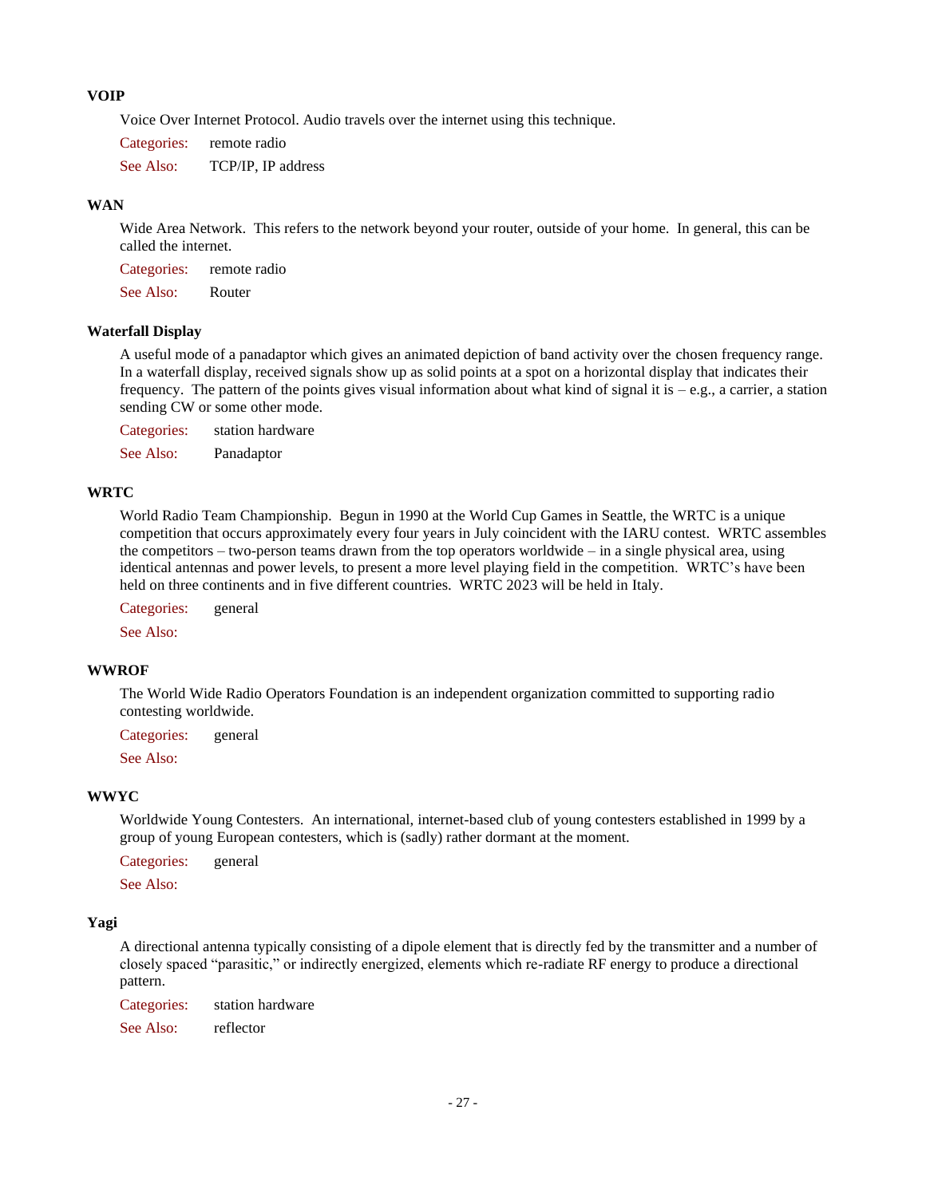### VOIP

Voice Over Internet Protocol. Audio travels over the internet using this technique.

Categories: remote radio

See Also: TCP/IP, IP address

### WAN

Wide Area Network. This refers to the network beyond your router, outside of your home. In general, this can be called the internet.

Categories: remote radio

See Also: Router

### Waterfall Display

A useful mode of a panadaptor which gives an animated depiction of band activity over the chosen frequency range. In a waterfall display, received signals show up as solid points at a spot on a horizontal display that indicates their frequency. The pattern of the points gives visual information about what kind of signal it is – e.g., a carrier, a station sending CW or some other mode.

Categories: station hardware

See Also: Panadaptor

### WRTC

World Radio Team Championship. Begun in 1990 at the World Cup Games in Seattle, the WRTC is a unique competition that occurs approximately every four years in July coincident with the IARU contest. WRTC assembles the competitors – two-person teams drawn from the top operators worldwide – in a single physical area, using identical antennas and power levels, to present a more level playing field in the competition. WRTC's have been held on three continents and in five different countries. WRTC 2023 will be held in Italy.

Categories: general

See Also:

### WWROF

The World Wide Radio Operators Foundation is an independent organization committed to supporting radio contesting worldwide.

Categories: general

See Also:

### WWYC

Worldwide Young Contesters. An international, internet-based club of young contesters established in 1999 by a group of young European contesters, which is (sadly) rather dormant at the moment.

Categories: general

See Also:

### Yagi

A directional antenna typically consisting of a dipole element that is directly fed by the transmitter and a number of closely spaced "parasitic," or indirectly energized, elements which re-radiate RF energy to produce a directional pattern.

Categories: station hardware

See Also: reflector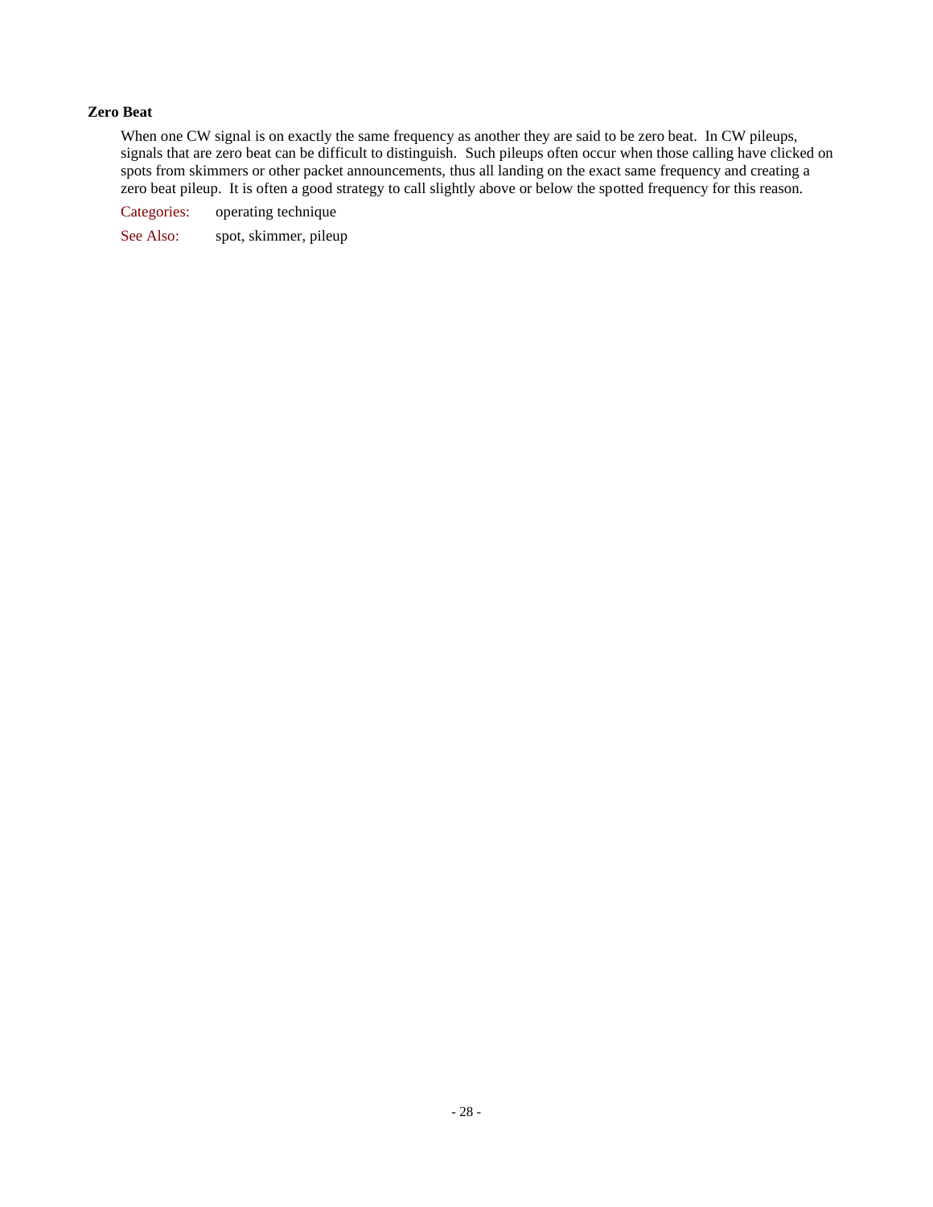**Zero Beat**

When one CW signal is on exactly the same frequency as another they are said to be zero beat. In CW pileups, signals that are zero beat can be difficult to distinguish. Such pileups often occur when those calling have clicked on spots from skimmers or other packet announcements, thus all landing on the exact same frequency and creating a zero beat pileup. It is often a good strategy to call slightly above or below the spotted frequency for this reason.

Categories: operating technique

See Also: spot, skimmer, pileup